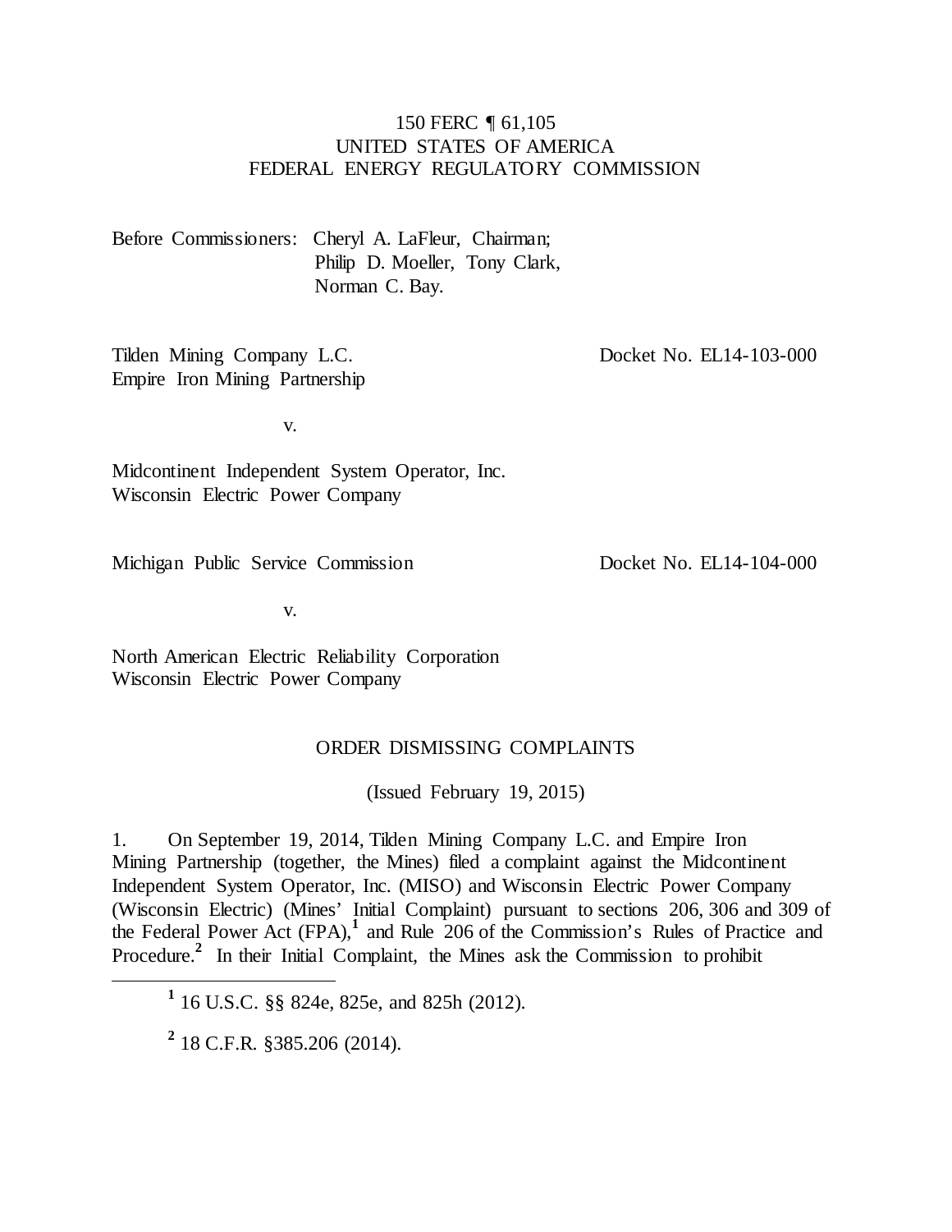150 FERC ¶ 61,105
UNITED STATES OF AMERICA
FEDERAL ENERGY REGULATORY COMMISSION

Before Commissioners: Cheryl A. LaFleur, Chairman;
Philip D. Moeller, Tony Clark,
Norman C. Bay.

Tilden Mining Company L.C.
Empire Iron Mining Partnership

Docket No. EL14-103-000

v.

Midcontinent Independent System Operator, Inc.
Wisconsin Electric Power Company

Michigan Public Service Commission

Docket No. EL14-104-000

v.

North American Electric Reliability Corporation
Wisconsin Electric Power Company

## ORDER DISMISSING COMPLAINTS

(Issued February 19, 2015)

1. On September 19, 2014, Tilden Mining Company L.C. and Empire Iron Mining Partnership (together, the Mines) filed a complaint against the Midcontinent Independent System Operator, Inc. (MISO) and Wisconsin Electric Power Company (Wisconsin Electric) (Mines' Initial Complaint) pursuant to sections 206, 306 and 309 of the Federal Power Act (FPA),[1] and Rule 206 of the Commission's Rules of Practice and Procedure.[2] In their Initial Complaint, the Mines ask the Commission to prohibit

[1] 16 U.S.C. §§ 824e, 825e, and 825h (2012).

[2] 18 C.F.R. §385.206 (2014).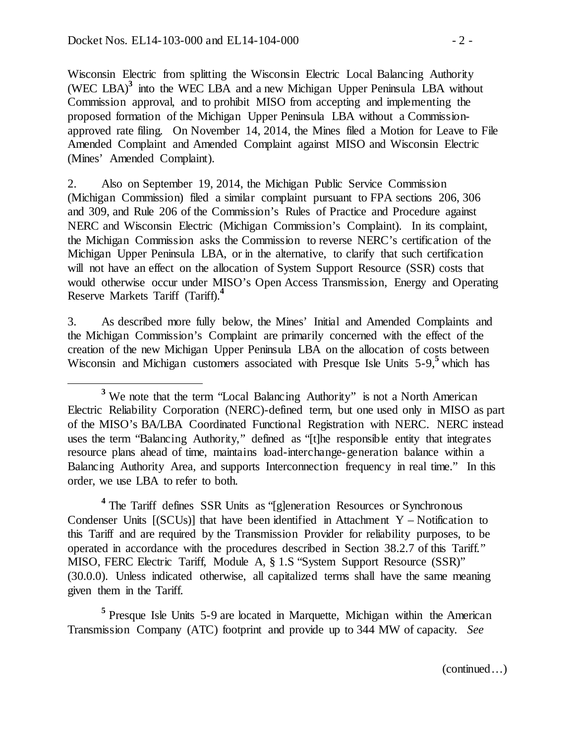Wisconsin Electric from splitting the Wisconsin Electric Local Balancing Authority (WEC LBA)[3] into the WEC LBA and a new Michigan Upper Peninsula LBA without Commission approval, and to prohibit MISO from accepting and implementing the proposed formation of the Michigan Upper Peninsula LBA without a Commission-approved rate filing. On November 14, 2014, the Mines filed a Motion for Leave to File Amended Complaint and Amended Complaint against MISO and Wisconsin Electric (Mines' Amended Complaint).

2. Also on September 19, 2014, the Michigan Public Service Commission (Michigan Commission) filed a similar complaint pursuant to FPA sections 206, 306 and 309, and Rule 206 of the Commission's Rules of Practice and Procedure against NERC and Wisconsin Electric (Michigan Commission's Complaint). In its complaint, the Michigan Commission asks the Commission to reverse NERC's certification of the Michigan Upper Peninsula LBA, or in the alternative, to clarify that such certification will not have an effect on the allocation of System Support Resource (SSR) costs that would otherwise occur under MISO's Open Access Transmission, Energy and Operating Reserve Markets Tariff (Tariff).[4]

3. As described more fully below, the Mines' Initial and Amended Complaints and the Michigan Commission's Complaint are primarily concerned with the effect of the creation of the new Michigan Upper Peninsula LBA on the allocation of costs between Wisconsin and Michigan customers associated with Presque Isle Units 5-9,[5] which has

---

[3] We note that the term "Local Balancing Authority" is not a North American Electric Reliability Corporation (NERC)-defined term, but one used only in MISO as part of the MISO's BA/LBA Coordinated Functional Registration with NERC. NERC instead uses the term "Balancing Authority," defined as "[t]he responsible entity that integrates resource plans ahead of time, maintains load-interchange-generation balance within a Balancing Authority Area, and supports Interconnection frequency in real time." In this order, we use LBA to refer to both.

[4] The Tariff defines SSR Units as "[g]eneration Resources or Synchronous Condenser Units [(SCUs)] that have been identified in Attachment Y – Notification to this Tariff and are required by the Transmission Provider for reliability purposes, to be operated in accordance with the procedures described in Section 38.2.7 of this Tariff." MISO, FERC Electric Tariff, Module A, § 1.S "System Support Resource (SSR)" (30.0.0). Unless indicated otherwise, all capitalized terms shall have the same meaning given them in the Tariff.

[5] Presque Isle Units 5-9 are located in Marquette, Michigan within the American Transmission Company (ATC) footprint and provide up to 344 MW of capacity. *See*

(continued…)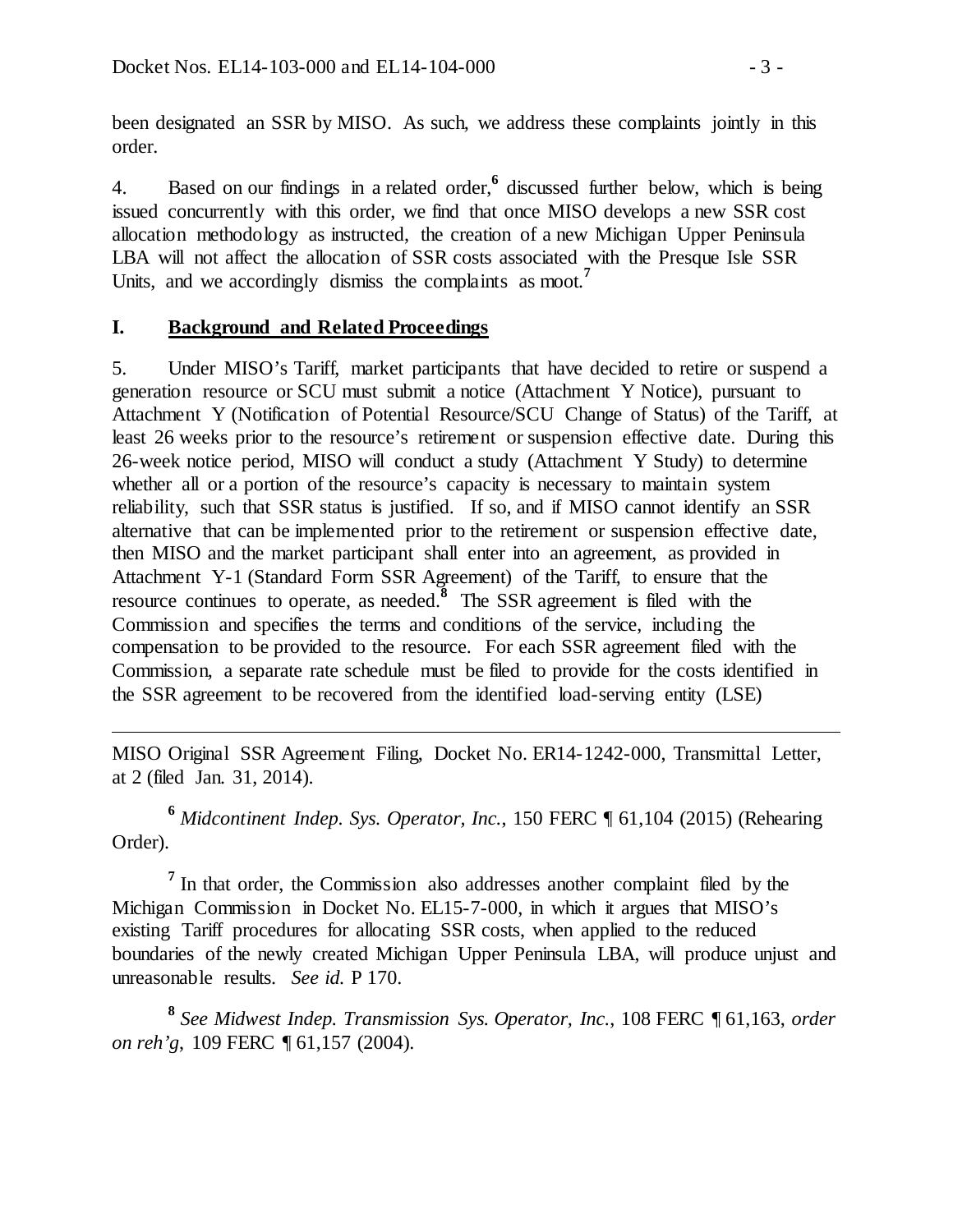been designated an SSR by MISO. As such, we address these complaints jointly in this order.

4. Based on our findings in a related order,[6] discussed further below, which is being issued concurrently with this order, we find that once MISO develops a new SSR cost allocation methodology as instructed, the creation of a new Michigan Upper Peninsula LBA will not affect the allocation of SSR costs associated with the Presque Isle SSR Units, and we accordingly dismiss the complaints as moot.[7]

## I. Background and Related Proceedings

5. Under MISO's Tariff, market participants that have decided to retire or suspend a generation resource or SCU must submit a notice (Attachment Y Notice), pursuant to Attachment Y (Notification of Potential Resource/SCU Change of Status) of the Tariff, at least 26 weeks prior to the resource's retirement or suspension effective date. During this 26-week notice period, MISO will conduct a study (Attachment Y Study) to determine whether all or a portion of the resource's capacity is necessary to maintain system reliability, such that SSR status is justified. If so, and if MISO cannot identify an SSR alternative that can be implemented prior to the retirement or suspension effective date, then MISO and the market participant shall enter into an agreement, as provided in Attachment Y-1 (Standard Form SSR Agreement) of the Tariff, to ensure that the resource continues to operate, as needed.[8] The SSR agreement is filed with the Commission and specifies the terms and conditions of the service, including the compensation to be provided to the resource. For each SSR agreement filed with the Commission, a separate rate schedule must be filed to provide for the costs identified in the SSR agreement to be recovered from the identified load-serving entity (LSE)

---

MISO Original SSR Agreement Filing, Docket No. ER14-1242-000, Transmittal Letter, at 2 (filed Jan. 31, 2014).

[6] *Midcontinent Indep. Sys. Operator, Inc.*, 150 FERC ¶ 61,104 (2015) (Rehearing Order).

[7] In that order, the Commission also addresses another complaint filed by the Michigan Commission in Docket No. EL15-7-000, in which it argues that MISO's existing Tariff procedures for allocating SSR costs, when applied to the reduced boundaries of the newly created Michigan Upper Peninsula LBA, will produce unjust and unreasonable results. *See id.* P 170.

[8] *See Midwest Indep. Transmission Sys. Operator, Inc.*, 108 FERC ¶ 61,163, *order on reh'g*, 109 FERC ¶ 61,157 (2004).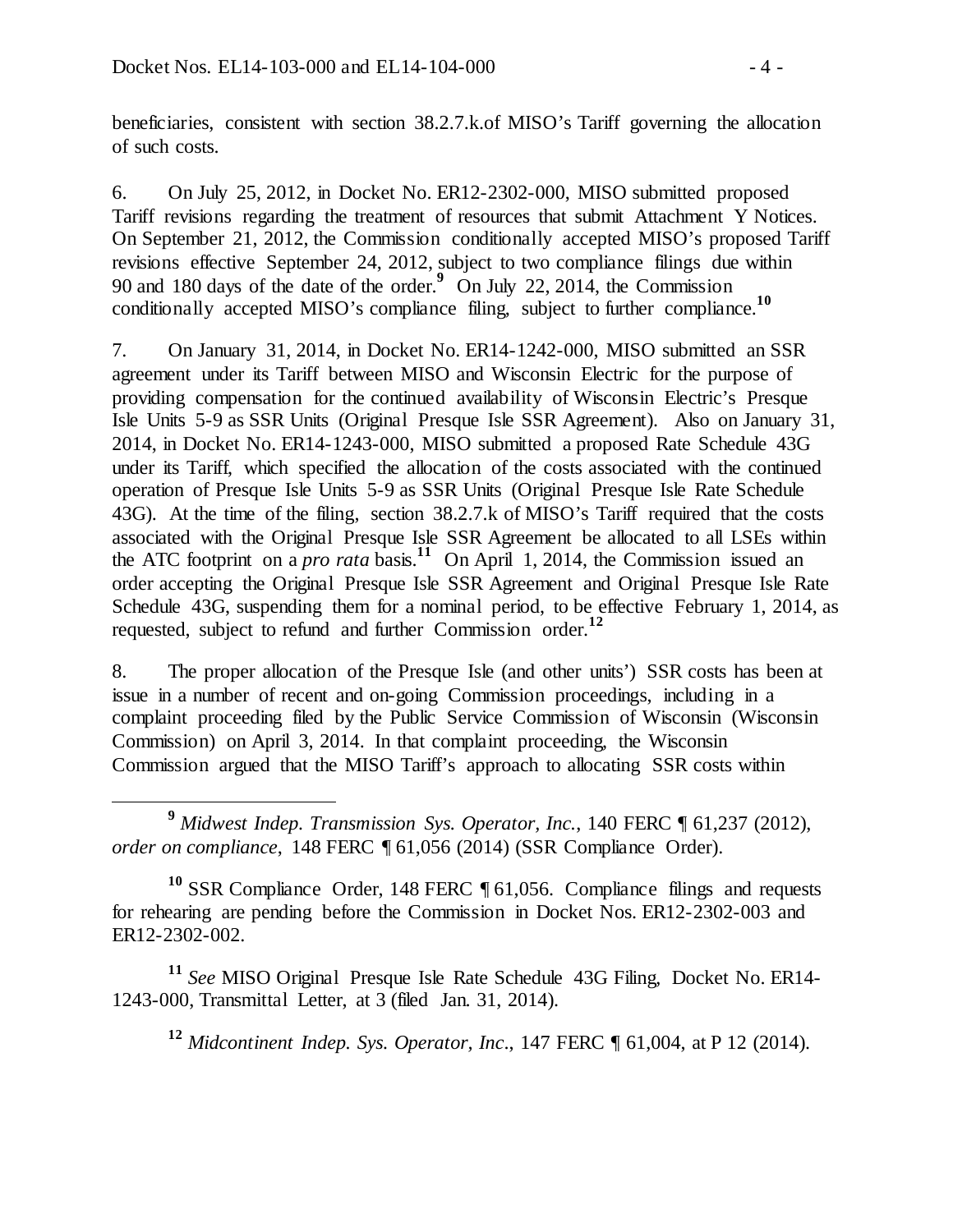beneficiaries, consistent with section 38.2.7.k.of MISO's Tariff governing the allocation of such costs.

6. On July 25, 2012, in Docket No. ER12-2302-000, MISO submitted proposed Tariff revisions regarding the treatment of resources that submit Attachment Y Notices. On September 21, 2012, the Commission conditionally accepted MISO's proposed Tariff revisions effective September 24, 2012, subject to two compliance filings due within 90 and 180 days of the date of the order.[9] On July 22, 2014, the Commission conditionally accepted MISO's compliance filing, subject to further compliance.[10]

7. On January 31, 2014, in Docket No. ER14-1242-000, MISO submitted an SSR agreement under its Tariff between MISO and Wisconsin Electric for the purpose of providing compensation for the continued availability of Wisconsin Electric's Presque Isle Units 5-9 as SSR Units (Original Presque Isle SSR Agreement). Also on January 31, 2014, in Docket No. ER14-1243-000, MISO submitted a proposed Rate Schedule 43G under its Tariff, which specified the allocation of the costs associated with the continued operation of Presque Isle Units 5-9 as SSR Units (Original Presque Isle Rate Schedule 43G). At the time of the filing, section 38.2.7.k of MISO's Tariff required that the costs associated with the Original Presque Isle SSR Agreement be allocated to all LSEs within the ATC footprint on a *pro rata* basis.[11] On April 1, 2014, the Commission issued an order accepting the Original Presque Isle SSR Agreement and Original Presque Isle Rate Schedule 43G, suspending them for a nominal period, to be effective February 1, 2014, as requested, subject to refund and further Commission order.[12]

8. The proper allocation of the Presque Isle (and other units') SSR costs has been at issue in a number of recent and on-going Commission proceedings, including in a complaint proceeding filed by the Public Service Commission of Wisconsin (Wisconsin Commission) on April 3, 2014. In that complaint proceeding, the Wisconsin Commission argued that the MISO Tariff's approach to allocating SSR costs within

---

[9] *Midwest Indep. Transmission Sys. Operator, Inc.*, 140 FERC ¶ 61,237 (2012), *order on compliance*, 148 FERC ¶ 61,056 (2014) (SSR Compliance Order).

[10] SSR Compliance Order, 148 FERC ¶ 61,056. Compliance filings and requests for rehearing are pending before the Commission in Docket Nos. ER12-2302-003 and ER12-2302-002.

[11] *See* MISO Original Presque Isle Rate Schedule 43G Filing, Docket No. ER14-1243-000, Transmittal Letter, at 3 (filed Jan. 31, 2014).

[12] *Midcontinent Indep. Sys. Operator, Inc*., 147 FERC ¶ 61,004, at P 12 (2014).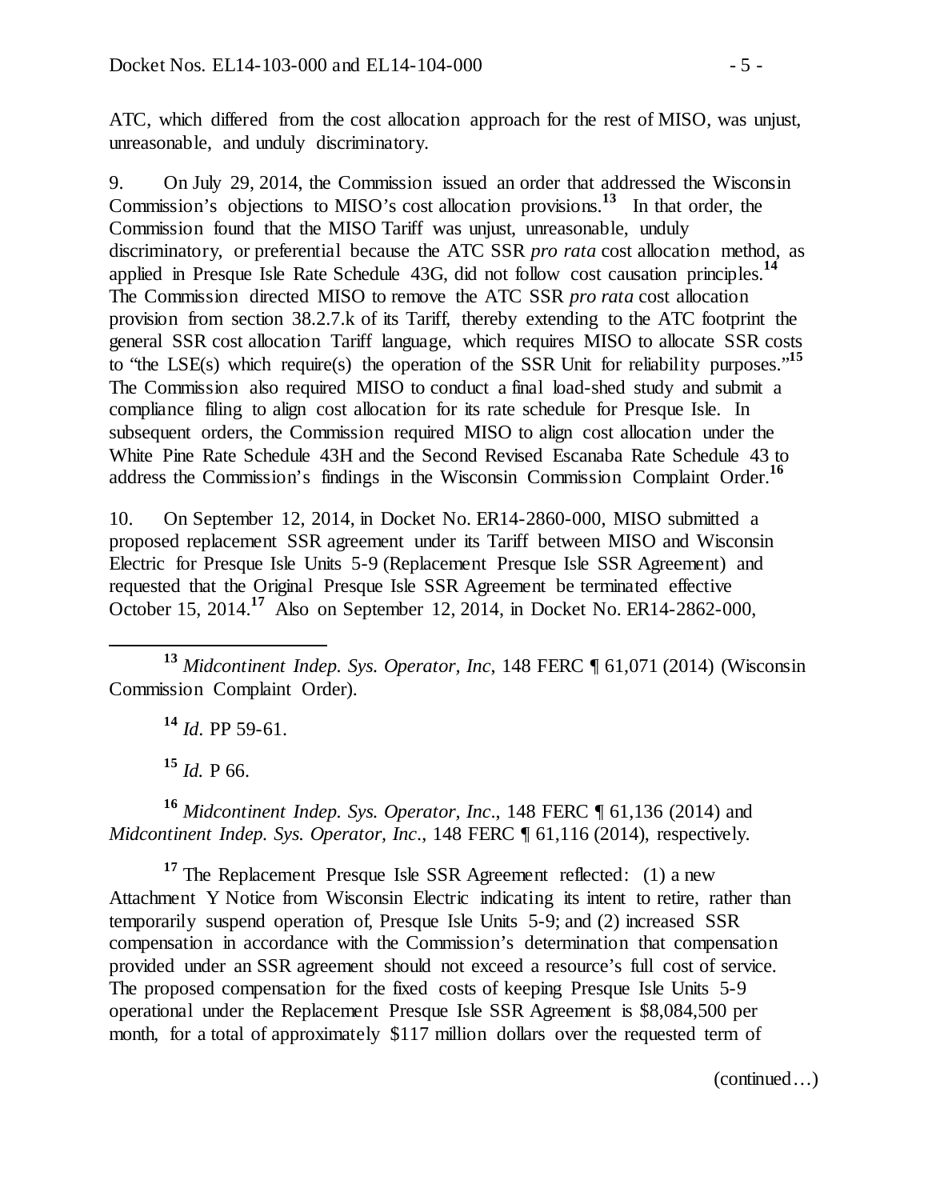ATC, which differed from the cost allocation approach for the rest of MISO, was unjust, unreasonable, and unduly discriminatory.

9. On July 29, 2014, the Commission issued an order that addressed the Wisconsin Commission's objections to MISO's cost allocation provisions.[13] In that order, the Commission found that the MISO Tariff was unjust, unreasonable, unduly discriminatory, or preferential because the ATC SSR *pro rata* cost allocation method, as applied in Presque Isle Rate Schedule 43G, did not follow cost causation principles.[14] The Commission directed MISO to remove the ATC SSR *pro rata* cost allocation provision from section 38.2.7.k of its Tariff, thereby extending to the ATC footprint the general SSR cost allocation Tariff language, which requires MISO to allocate SSR costs to "the LSE(s) which require(s) the operation of the SSR Unit for reliability purposes."[15] The Commission also required MISO to conduct a final load-shed study and submit a compliance filing to align cost allocation for its rate schedule for Presque Isle. In subsequent orders, the Commission required MISO to align cost allocation under the White Pine Rate Schedule 43H and the Second Revised Escanaba Rate Schedule 43 to address the Commission's findings in the Wisconsin Commission Complaint Order.[16]

10. On September 12, 2014, in Docket No. ER14-2860-000, MISO submitted a proposed replacement SSR agreement under its Tariff between MISO and Wisconsin Electric for Presque Isle Units 5-9 (Replacement Presque Isle SSR Agreement) and requested that the Original Presque Isle SSR Agreement be terminated effective October 15, 2014.[17] Also on September 12, 2014, in Docket No. ER14-2862-000,

---

[13] *Midcontinent Indep. Sys. Operator, Inc*, 148 FERC ¶ 61,071 (2014) (Wisconsin Commission Complaint Order).

[14] *Id.* PP 59-61.

[15] *Id.* P 66.

[16] *Midcontinent Indep. Sys. Operator, Inc*., 148 FERC ¶ 61,136 (2014) and *Midcontinent Indep. Sys. Operator, Inc*., 148 FERC ¶ 61,116 (2014), respectively.

[17] The Replacement Presque Isle SSR Agreement reflected: (1) a new Attachment Y Notice from Wisconsin Electric indicating its intent to retire, rather than temporarily suspend operation of, Presque Isle Units 5-9; and (2) increased SSR compensation in accordance with the Commission's determination that compensation provided under an SSR agreement should not exceed a resource's full cost of service. The proposed compensation for the fixed costs of keeping Presque Isle Units 5-9 operational under the Replacement Presque Isle SSR Agreement is $8,084,500 per month, for a total of approximately $117 million dollars over the requested term of

(continued…)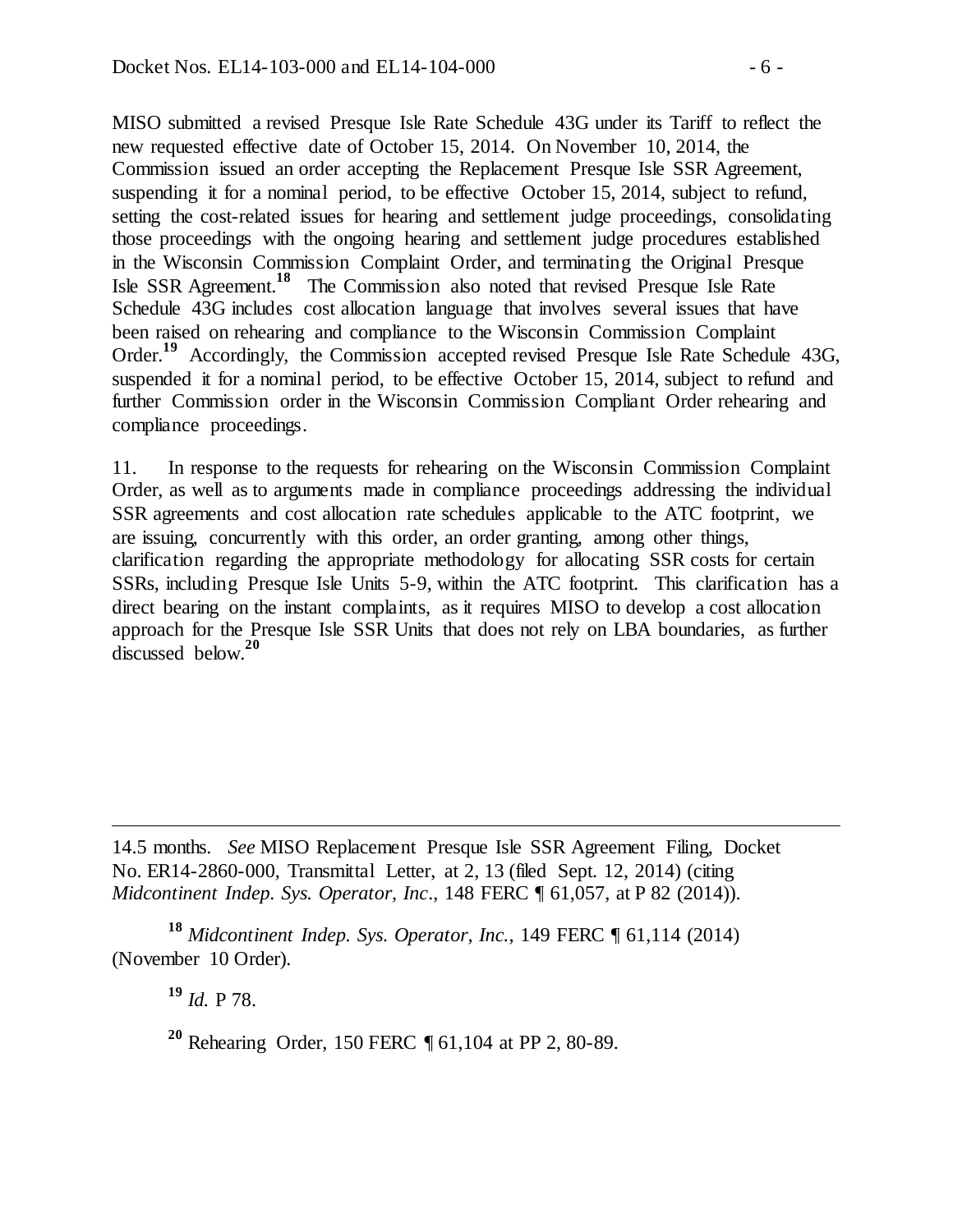MISO submitted a revised Presque Isle Rate Schedule 43G under its Tariff to reflect the new requested effective date of October 15, 2014. On November 10, 2014, the Commission issued an order accepting the Replacement Presque Isle SSR Agreement, suspending it for a nominal period, to be effective October 15, 2014, subject to refund, setting the cost-related issues for hearing and settlement judge proceedings, consolidating those proceedings with the ongoing hearing and settlement judge procedures established in the Wisconsin Commission Complaint Order, and terminating the Original Presque Isle SSR Agreement.[18] The Commission also noted that revised Presque Isle Rate Schedule 43G includes cost allocation language that involves several issues that have been raised on rehearing and compliance to the Wisconsin Commission Complaint Order.[19] Accordingly, the Commission accepted revised Presque Isle Rate Schedule 43G, suspended it for a nominal period, to be effective October 15, 2014, subject to refund and further Commission order in the Wisconsin Commission Compliant Order rehearing and compliance proceedings.

11. In response to the requests for rehearing on the Wisconsin Commission Complaint Order, as well as to arguments made in compliance proceedings addressing the individual SSR agreements and cost allocation rate schedules applicable to the ATC footprint, we are issuing, concurrently with this order, an order granting, among other things, clarification regarding the appropriate methodology for allocating SSR costs for certain SSRs, including Presque Isle Units 5-9, within the ATC footprint. This clarification has a direct bearing on the instant complaints, as it requires MISO to develop a cost allocation approach for the Presque Isle SSR Units that does not rely on LBA boundaries, as further discussed below.[20]

---

14.5 months. *See* MISO Replacement Presque Isle SSR Agreement Filing, Docket No. ER14-2860-000, Transmittal Letter, at 2, 13 (filed Sept. 12, 2014) (citing *Midcontinent Indep. Sys. Operator, Inc*., 148 FERC ¶ 61,057, at P 82 (2014)).

[18] *Midcontinent Indep. Sys. Operator, Inc.*, 149 FERC ¶ 61,114 (2014) (November 10 Order).

[19] *Id.* P 78.

[20] Rehearing Order, 150 FERC ¶ 61,104 at PP 2, 80-89.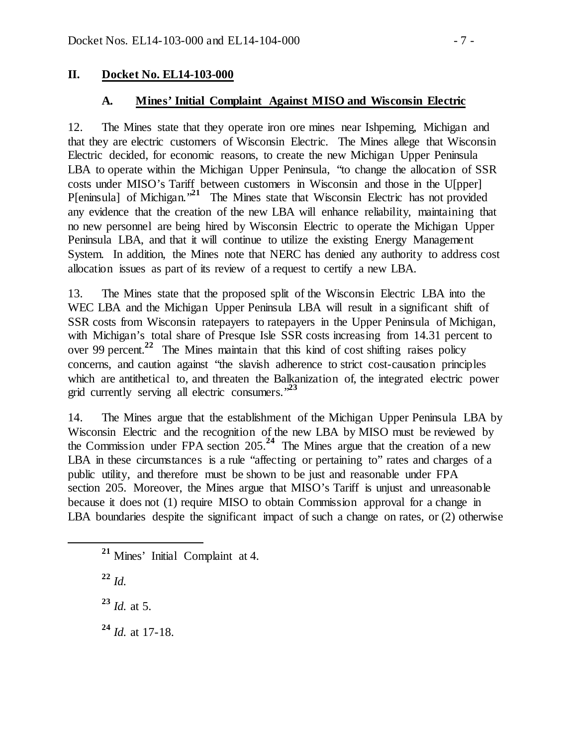## II. Docket No. EL14-103-000

### A. Mines' Initial Complaint Against MISO and Wisconsin Electric

12. The Mines state that they operate iron ore mines near Ishpeming, Michigan and that they are electric customers of Wisconsin Electric. The Mines allege that Wisconsin Electric decided, for economic reasons, to create the new Michigan Upper Peninsula LBA to operate within the Michigan Upper Peninsula, "to change the allocation of SSR costs under MISO's Tariff between customers in Wisconsin and those in the U[pper] P[eninsula] of Michigan."[21] The Mines state that Wisconsin Electric has not provided any evidence that the creation of the new LBA will enhance reliability, maintaining that no new personnel are being hired by Wisconsin Electric to operate the Michigan Upper Peninsula LBA, and that it will continue to utilize the existing Energy Management System. In addition, the Mines note that NERC has denied any authority to address cost allocation issues as part of its review of a request to certify a new LBA.

13. The Mines state that the proposed split of the Wisconsin Electric LBA into the WEC LBA and the Michigan Upper Peninsula LBA will result in a significant shift of SSR costs from Wisconsin ratepayers to ratepayers in the Upper Peninsula of Michigan, with Michigan's total share of Presque Isle SSR costs increasing from 14.31 percent to over 99 percent.[22] The Mines maintain that this kind of cost shifting raises policy concerns, and caution against "the slavish adherence to strict cost-causation principles which are antithetical to, and threaten the Balkanization of, the integrated electric power grid currently serving all electric consumers."[23]

14. The Mines argue that the establishment of the Michigan Upper Peninsula LBA by Wisconsin Electric and the recognition of the new LBA by MISO must be reviewed by the Commission under FPA section 205.[24] The Mines argue that the creation of a new LBA in these circumstances is a rule "affecting or pertaining to" rates and charges of a public utility, and therefore must be shown to be just and reasonable under FPA section 205. Moreover, the Mines argue that MISO's Tariff is unjust and unreasonable because it does not (1) require MISO to obtain Commission approval for a change in LBA boundaries despite the significant impact of such a change on rates, or (2) otherwise

---

[21] Mines' Initial Complaint at 4.

[22] *Id.*

[23] *Id.* at 5.

[24] *Id.* at 17-18.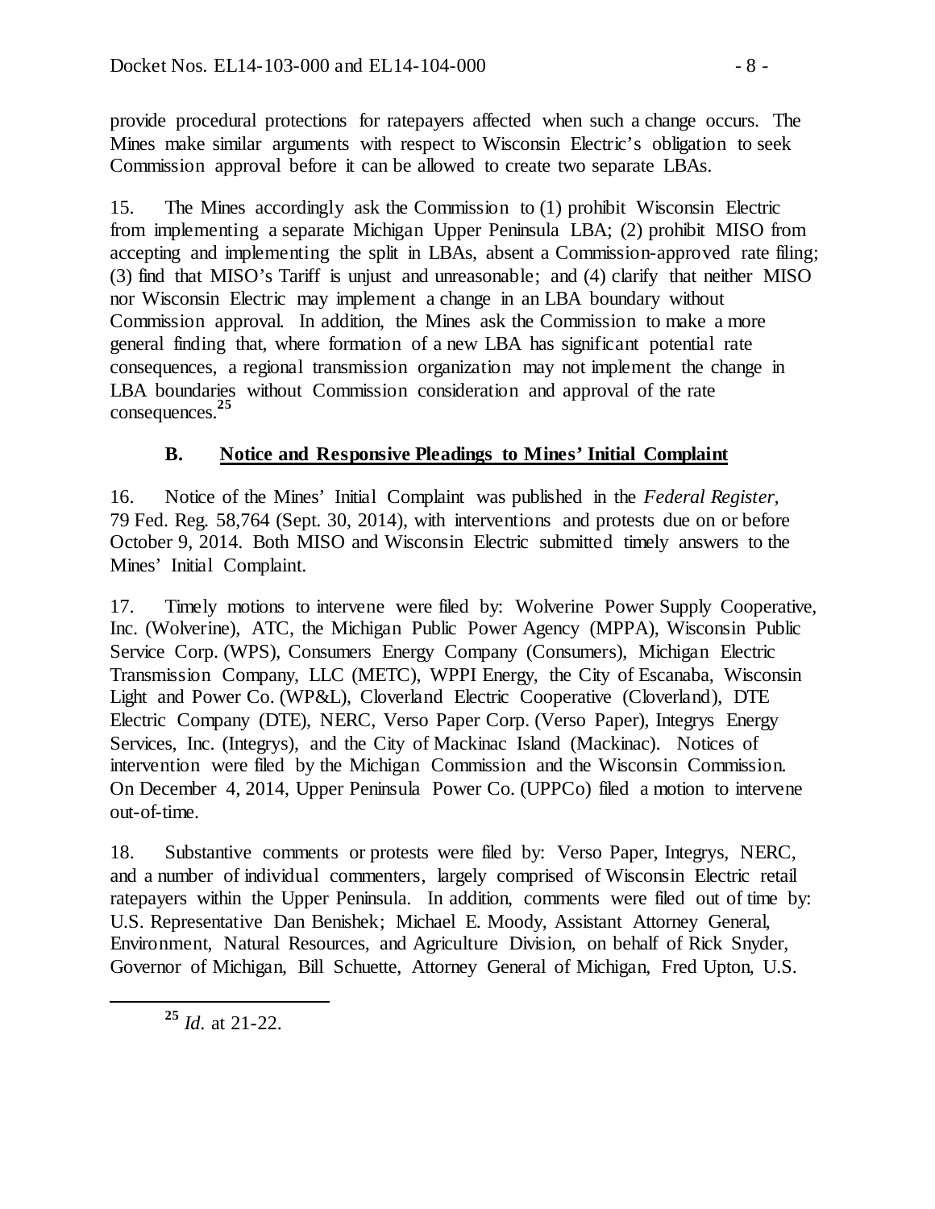provide procedural protections for ratepayers affected when such a change occurs. The Mines make similar arguments with respect to Wisconsin Electric's obligation to seek Commission approval before it can be allowed to create two separate LBAs.

15. The Mines accordingly ask the Commission to (1) prohibit Wisconsin Electric from implementing a separate Michigan Upper Peninsula LBA; (2) prohibit MISO from accepting and implementing the split in LBAs, absent a Commission-approved rate filing; (3) find that MISO's Tariff is unjust and unreasonable; and (4) clarify that neither MISO nor Wisconsin Electric may implement a change in an LBA boundary without Commission approval. In addition, the Mines ask the Commission to make a more general finding that, where formation of a new LBA has significant potential rate consequences, a regional transmission organization may not implement the change in LBA boundaries without Commission consideration and approval of the rate consequences.[25]

### B. Notice and Responsive Pleadings to Mines' Initial Complaint

16. Notice of the Mines' Initial Complaint was published in the *Federal Register*, 79 Fed. Reg. 58,764 (Sept. 30, 2014), with interventions and protests due on or before October 9, 2014. Both MISO and Wisconsin Electric submitted timely answers to the Mines' Initial Complaint.

17. Timely motions to intervene were filed by: Wolverine Power Supply Cooperative, Inc. (Wolverine), ATC, the Michigan Public Power Agency (MPPA), Wisconsin Public Service Corp. (WPS), Consumers Energy Company (Consumers), Michigan Electric Transmission Company, LLC (METC), WPPI Energy, the City of Escanaba, Wisconsin Light and Power Co. (WP&L), Cloverland Electric Cooperative (Cloverland), DTE Electric Company (DTE), NERC, Verso Paper Corp. (Verso Paper), Integrys Energy Services, Inc. (Integrys), and the City of Mackinac Island (Mackinac). Notices of intervention were filed by the Michigan Commission and the Wisconsin Commission. On December 4, 2014, Upper Peninsula Power Co. (UPPCo) filed a motion to intervene out-of-time.

18. Substantive comments or protests were filed by: Verso Paper, Integrys, NERC, and a number of individual commenters, largely comprised of Wisconsin Electric retail ratepayers within the Upper Peninsula. In addition, comments were filed out of time by: U.S. Representative Dan Benishek; Michael E. Moody, Assistant Attorney General, Environment, Natural Resources, and Agriculture Division, on behalf of Rick Snyder, Governor of Michigan, Bill Schuette, Attorney General of Michigan, Fred Upton, U.S.

---

[25] *Id.* at 21-22.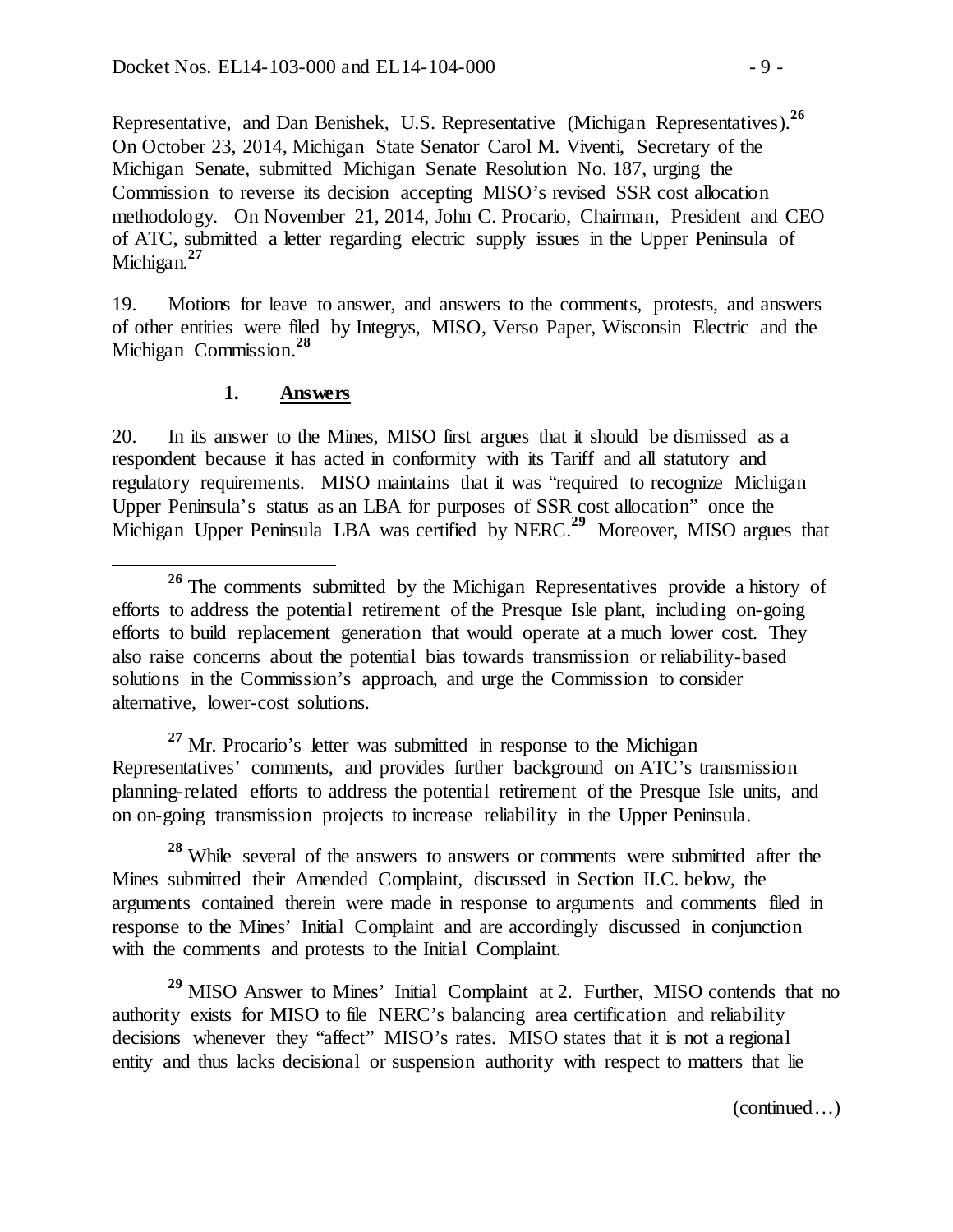Representative, and Dan Benishek, U.S. Representative (Michigan Representatives).[26] On October 23, 2014, Michigan State Senator Carol M. Viventi, Secretary of the Michigan Senate, submitted Michigan Senate Resolution No. 187, urging the Commission to reverse its decision accepting MISO's revised SSR cost allocation methodology. On November 21, 2014, John C. Procario, Chairman, President and CEO of ATC, submitted a letter regarding electric supply issues in the Upper Peninsula of Michigan.[27]

19. Motions for leave to answer, and answers to the comments, protests, and answers of other entities were filed by Integrys, MISO, Verso Paper, Wisconsin Electric and the Michigan Commission.[28]

### 1. Answers

20. In its answer to the Mines, MISO first argues that it should be dismissed as a respondent because it has acted in conformity with its Tariff and all statutory and regulatory requirements. MISO maintains that it was "required to recognize Michigan Upper Peninsula's status as an LBA for purposes of SSR cost allocation" once the Michigan Upper Peninsula LBA was certified by NERC.[29] Moreover, MISO argues that

---

[26] The comments submitted by the Michigan Representatives provide a history of efforts to address the potential retirement of the Presque Isle plant, including on-going efforts to build replacement generation that would operate at a much lower cost. They also raise concerns about the potential bias towards transmission or reliability-based solutions in the Commission's approach, and urge the Commission to consider alternative, lower-cost solutions.

[27] Mr. Procario's letter was submitted in response to the Michigan Representatives' comments, and provides further background on ATC's transmission planning-related efforts to address the potential retirement of the Presque Isle units, and on on-going transmission projects to increase reliability in the Upper Peninsula.

[28] While several of the answers to answers or comments were submitted after the Mines submitted their Amended Complaint, discussed in Section II.C. below, the arguments contained therein were made in response to arguments and comments filed in response to the Mines' Initial Complaint and are accordingly discussed in conjunction with the comments and protests to the Initial Complaint.

[29] MISO Answer to Mines' Initial Complaint at 2. Further, MISO contends that no authority exists for MISO to file NERC's balancing area certification and reliability decisions whenever they "affect" MISO's rates. MISO states that it is not a regional entity and thus lacks decisional or suspension authority with respect to matters that lie

(continued…)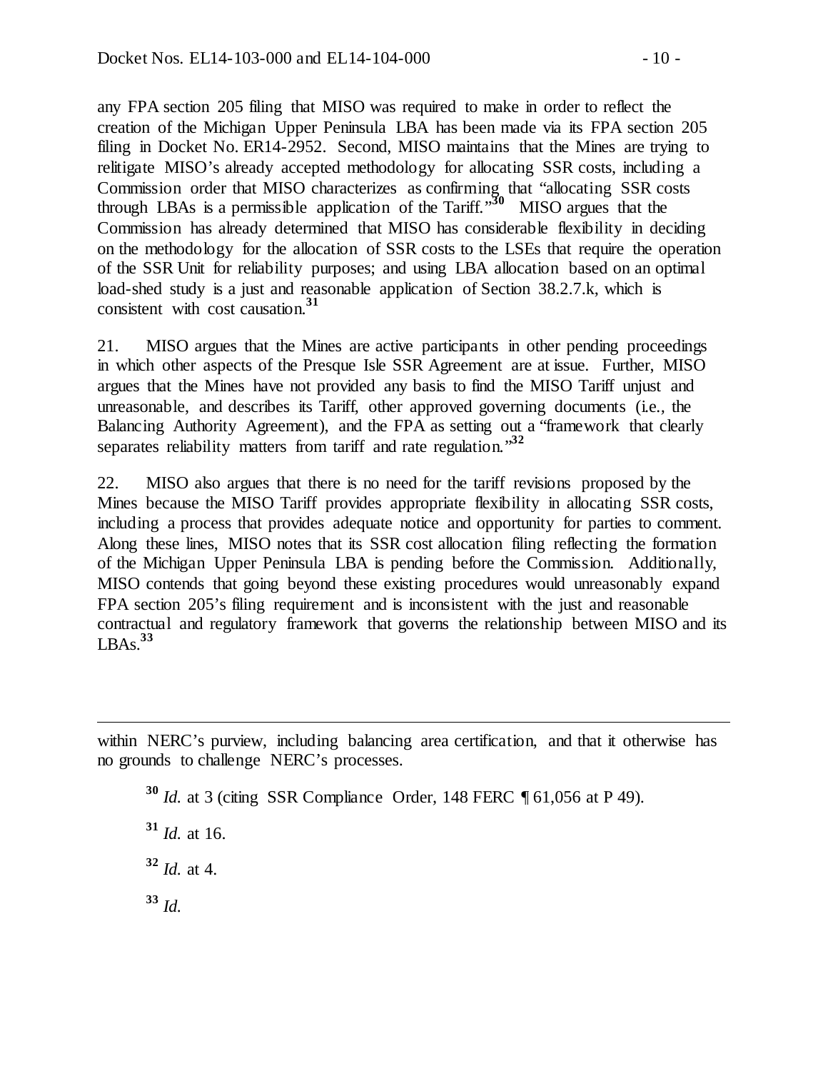any FPA section 205 filing that MISO was required to make in order to reflect the creation of the Michigan Upper Peninsula LBA has been made via its FPA section 205 filing in Docket No. ER14-2952. Second, MISO maintains that the Mines are trying to relitigate MISO's already accepted methodology for allocating SSR costs, including a Commission order that MISO characterizes as confirming that "allocating SSR costs through LBAs is a permissible application of the Tariff."[30] MISO argues that the Commission has already determined that MISO has considerable flexibility in deciding on the methodology for the allocation of SSR costs to the LSEs that require the operation of the SSR Unit for reliability purposes; and using LBA allocation based on an optimal load-shed study is a just and reasonable application of Section 38.2.7.k, which is consistent with cost causation.[31]

21. MISO argues that the Mines are active participants in other pending proceedings in which other aspects of the Presque Isle SSR Agreement are at issue. Further, MISO argues that the Mines have not provided any basis to find the MISO Tariff unjust and unreasonable, and describes its Tariff, other approved governing documents (i.e., the Balancing Authority Agreement), and the FPA as setting out a "framework that clearly separates reliability matters from tariff and rate regulation."[32]

22. MISO also argues that there is no need for the tariff revisions proposed by the Mines because the MISO Tariff provides appropriate flexibility in allocating SSR costs, including a process that provides adequate notice and opportunity for parties to comment. Along these lines, MISO notes that its SSR cost allocation filing reflecting the formation of the Michigan Upper Peninsula LBA is pending before the Commission. Additionally, MISO contends that going beyond these existing procedures would unreasonably expand FPA section 205's filing requirement and is inconsistent with the just and reasonable contractual and regulatory framework that governs the relationship between MISO and its LBAs.[33]

---

within NERC's purview, including balancing area certification, and that it otherwise has no grounds to challenge NERC's processes.

[30] *Id.* at 3 (citing SSR Compliance Order, 148 FERC ¶ 61,056 at P 49).

[31] *Id.* at 16.

[32] *Id.* at 4.

[33] *Id.*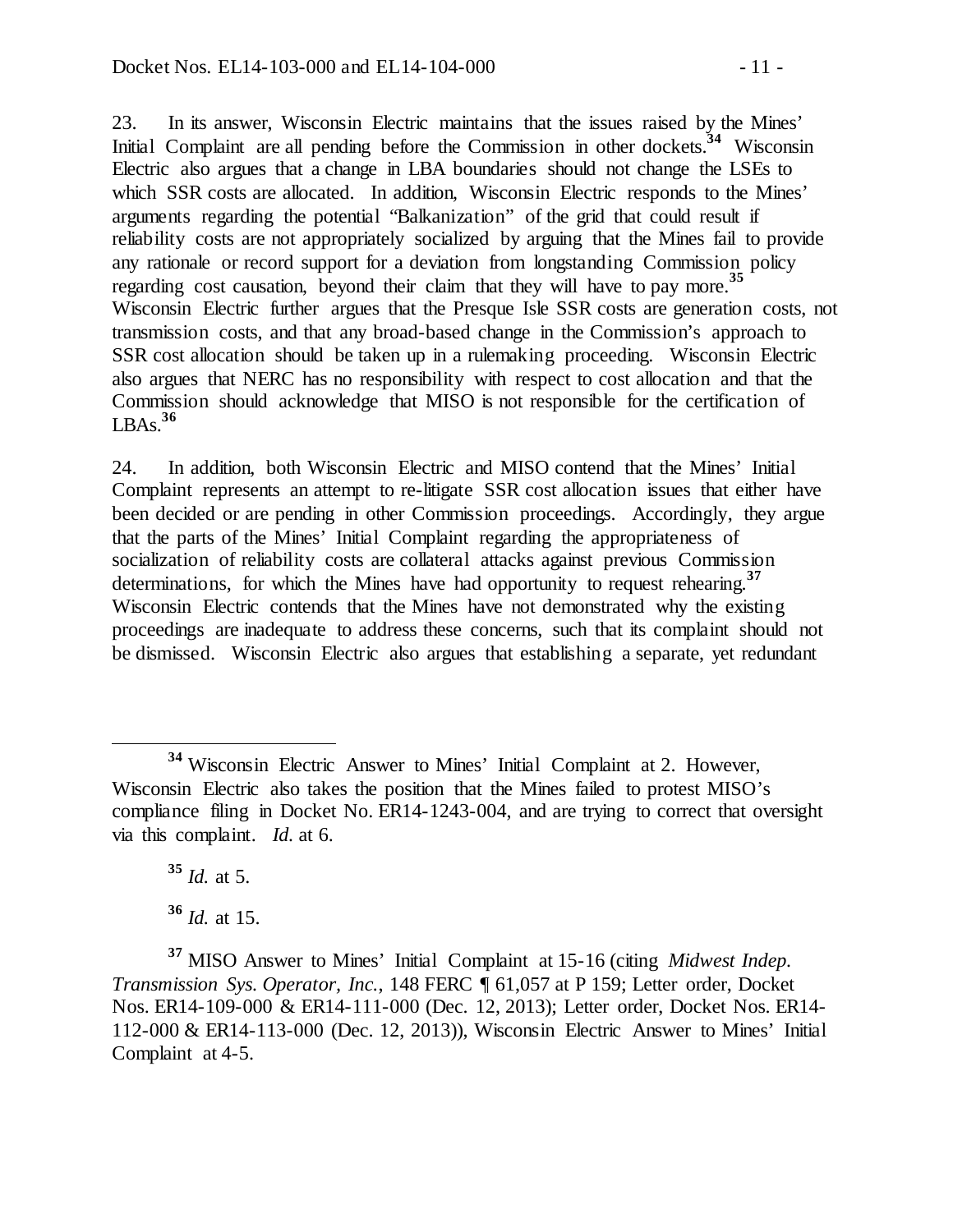23. In its answer, Wisconsin Electric maintains that the issues raised by the Mines' Initial Complaint are all pending before the Commission in other dockets.[34] Wisconsin Electric also argues that a change in LBA boundaries should not change the LSEs to which SSR costs are allocated. In addition, Wisconsin Electric responds to the Mines' arguments regarding the potential "Balkanization" of the grid that could result if reliability costs are not appropriately socialized by arguing that the Mines fail to provide any rationale or record support for a deviation from longstanding Commission policy regarding cost causation, beyond their claim that they will have to pay more.[35] Wisconsin Electric further argues that the Presque Isle SSR costs are generation costs, not transmission costs, and that any broad-based change in the Commission's approach to SSR cost allocation should be taken up in a rulemaking proceeding. Wisconsin Electric also argues that NERC has no responsibility with respect to cost allocation and that the Commission should acknowledge that MISO is not responsible for the certification of LBAs.[36]

24. In addition, both Wisconsin Electric and MISO contend that the Mines' Initial Complaint represents an attempt to re-litigate SSR cost allocation issues that either have been decided or are pending in other Commission proceedings. Accordingly, they argue that the parts of the Mines' Initial Complaint regarding the appropriateness of socialization of reliability costs are collateral attacks against previous Commission determinations, for which the Mines have had opportunity to request rehearing.[37] Wisconsin Electric contends that the Mines have not demonstrated why the existing proceedings are inadequate to address these concerns, such that its complaint should not be dismissed. Wisconsin Electric also argues that establishing a separate, yet redundant

---

[34] Wisconsin Electric Answer to Mines' Initial Complaint at 2. However, Wisconsin Electric also takes the position that the Mines failed to protest MISO's compliance filing in Docket No. ER14-1243-004, and are trying to correct that oversight via this complaint. *Id.* at 6.

[35] *Id.* at 5.

[36] *Id.* at 15.

[37] MISO Answer to Mines' Initial Complaint at 15-16 (citing *Midwest Indep. Transmission Sys. Operator, Inc.*, 148 FERC ¶ 61,057 at P 159; Letter order, Docket Nos. ER14-109-000 & ER14-111-000 (Dec. 12, 2013); Letter order, Docket Nos. ER14-112-000 & ER14-113-000 (Dec. 12, 2013)), Wisconsin Electric Answer to Mines' Initial Complaint at 4-5.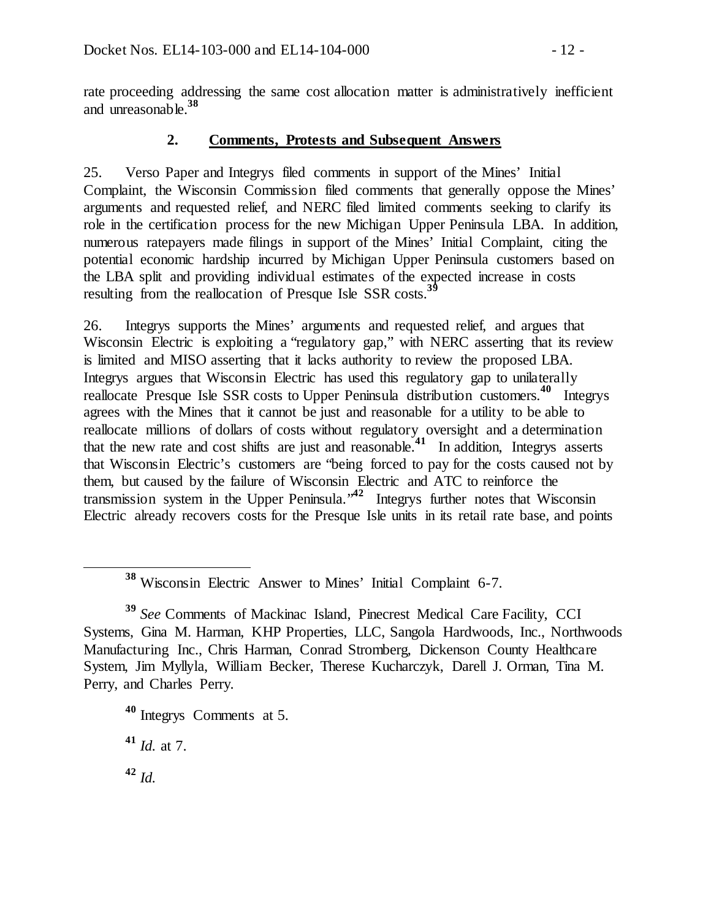rate proceeding addressing the same cost allocation matter is administratively inefficient and unreasonable.[38]

### 2. Comments, Protests and Subsequent Answers

25. Verso Paper and Integrys filed comments in support of the Mines' Initial Complaint, the Wisconsin Commission filed comments that generally oppose the Mines' arguments and requested relief, and NERC filed limited comments seeking to clarify its role in the certification process for the new Michigan Upper Peninsula LBA. In addition, numerous ratepayers made filings in support of the Mines' Initial Complaint, citing the potential economic hardship incurred by Michigan Upper Peninsula customers based on the LBA split and providing individual estimates of the expected increase in costs resulting from the reallocation of Presque Isle SSR costs.[39]

26. Integrys supports the Mines' arguments and requested relief, and argues that Wisconsin Electric is exploiting a "regulatory gap," with NERC asserting that its review is limited and MISO asserting that it lacks authority to review the proposed LBA. Integrys argues that Wisconsin Electric has used this regulatory gap to unilaterally reallocate Presque Isle SSR costs to Upper Peninsula distribution customers.[40] Integrys agrees with the Mines that it cannot be just and reasonable for a utility to be able to reallocate millions of dollars of costs without regulatory oversight and a determination that the new rate and cost shifts are just and reasonable.[41] In addition, Integrys asserts that Wisconsin Electric's customers are "being forced to pay for the costs caused not by them, but caused by the failure of Wisconsin Electric and ATC to reinforce the transmission system in the Upper Peninsula."[42] Integrys further notes that Wisconsin Electric already recovers costs for the Presque Isle units in its retail rate base, and points

---

[38] Wisconsin Electric Answer to Mines' Initial Complaint 6-7.

[39] *See* Comments of Mackinac Island, Pinecrest Medical Care Facility, CCI Systems, Gina M. Harman, KHP Properties, LLC, Sangola Hardwoods, Inc., Northwoods Manufacturing Inc., Chris Harman, Conrad Stromberg, Dickenson County Healthcare System, Jim Myllyla, William Becker, Therese Kucharczyk, Darell J. Orman, Tina M. Perry, and Charles Perry.

[40] Integrys Comments at 5.

[41] *Id.* at 7.

[42] *Id.*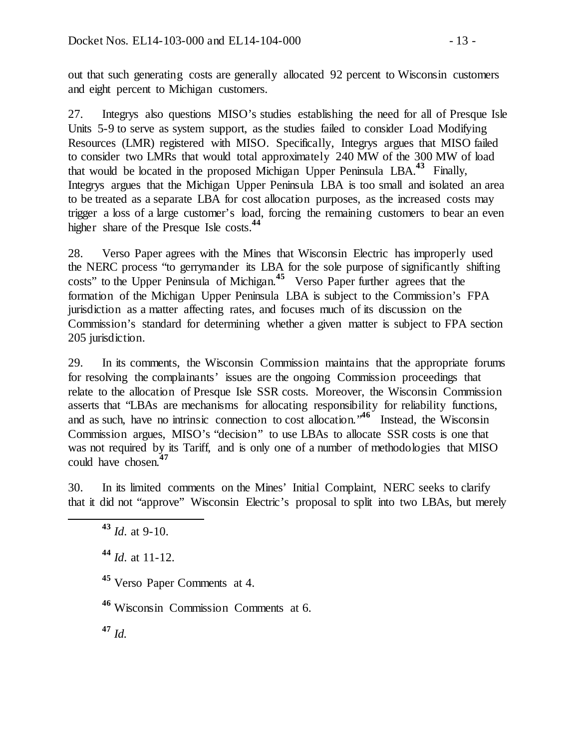out that such generating costs are generally allocated 92 percent to Wisconsin customers and eight percent to Michigan customers.

27. Integrys also questions MISO's studies establishing the need for all of Presque Isle Units 5-9 to serve as system support, as the studies failed to consider Load Modifying Resources (LMR) registered with MISO. Specifically, Integrys argues that MISO failed to consider two LMRs that would total approximately 240 MW of the 300 MW of load that would be located in the proposed Michigan Upper Peninsula LBA.[43] Finally, Integrys argues that the Michigan Upper Peninsula LBA is too small and isolated an area to be treated as a separate LBA for cost allocation purposes, as the increased costs may trigger a loss of a large customer's load, forcing the remaining customers to bear an even higher share of the Presque Isle costs.[44]

28. Verso Paper agrees with the Mines that Wisconsin Electric has improperly used the NERC process "to gerrymander its LBA for the sole purpose of significantly shifting costs" to the Upper Peninsula of Michigan.[45] Verso Paper further agrees that the formation of the Michigan Upper Peninsula LBA is subject to the Commission's FPA jurisdiction as a matter affecting rates, and focuses much of its discussion on the Commission's standard for determining whether a given matter is subject to FPA section 205 jurisdiction.

29. In its comments, the Wisconsin Commission maintains that the appropriate forums for resolving the complainants' issues are the ongoing Commission proceedings that relate to the allocation of Presque Isle SSR costs. Moreover, the Wisconsin Commission asserts that "LBAs are mechanisms for allocating responsibility for reliability functions, and as such, have no intrinsic connection to cost allocation."[46] Instead, the Wisconsin Commission argues, MISO's "decision" to use LBAs to allocate SSR costs is one that was not required by its Tariff, and is only one of a number of methodologies that MISO could have chosen.[47]

30. In its limited comments on the Mines' Initial Complaint, NERC seeks to clarify that it did not "approve" Wisconsin Electric's proposal to split into two LBAs, but merely

---

[43] *Id.* at 9-10.

[44] *Id.* at 11-12.

[45] Verso Paper Comments at 4.

[46] Wisconsin Commission Comments at 6.

[47] *Id.*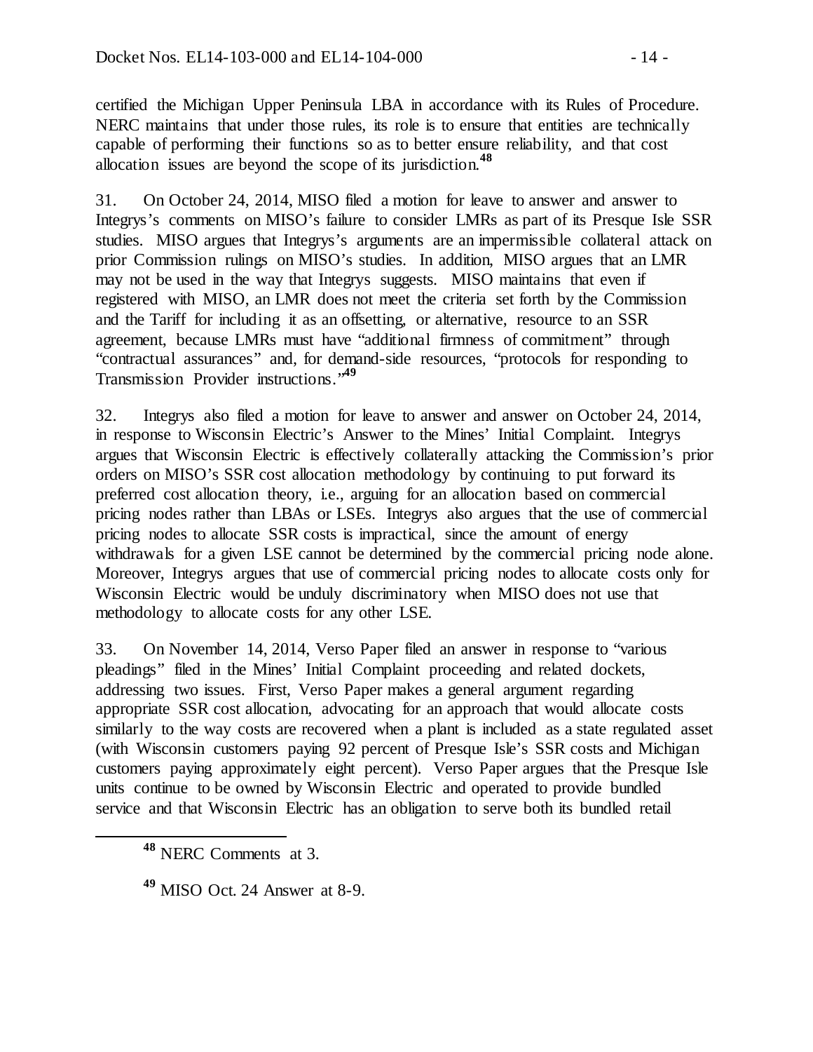certified the Michigan Upper Peninsula LBA in accordance with its Rules of Procedure. NERC maintains that under those rules, its role is to ensure that entities are technically capable of performing their functions so as to better ensure reliability, and that cost allocation issues are beyond the scope of its jurisdiction.[48]

31. On October 24, 2014, MISO filed a motion for leave to answer and answer to Integrys's comments on MISO's failure to consider LMRs as part of its Presque Isle SSR studies. MISO argues that Integrys's arguments are an impermissible collateral attack on prior Commission rulings on MISO's studies. In addition, MISO argues that an LMR may not be used in the way that Integrys suggests. MISO maintains that even if registered with MISO, an LMR does not meet the criteria set forth by the Commission and the Tariff for including it as an offsetting, or alternative, resource to an SSR agreement, because LMRs must have "additional firmness of commitment" through "contractual assurances" and, for demand-side resources, "protocols for responding to Transmission Provider instructions."[49]

32. Integrys also filed a motion for leave to answer and answer on October 24, 2014, in response to Wisconsin Electric's Answer to the Mines' Initial Complaint. Integrys argues that Wisconsin Electric is effectively collaterally attacking the Commission's prior orders on MISO's SSR cost allocation methodology by continuing to put forward its preferred cost allocation theory, i.e., arguing for an allocation based on commercial pricing nodes rather than LBAs or LSEs. Integrys also argues that the use of commercial pricing nodes to allocate SSR costs is impractical, since the amount of energy withdrawals for a given LSE cannot be determined by the commercial pricing node alone. Moreover, Integrys argues that use of commercial pricing nodes to allocate costs only for Wisconsin Electric would be unduly discriminatory when MISO does not use that methodology to allocate costs for any other LSE.

33. On November 14, 2014, Verso Paper filed an answer in response to "various pleadings" filed in the Mines' Initial Complaint proceeding and related dockets, addressing two issues. First, Verso Paper makes a general argument regarding appropriate SSR cost allocation, advocating for an approach that would allocate costs similarly to the way costs are recovered when a plant is included as a state regulated asset (with Wisconsin customers paying 92 percent of Presque Isle's SSR costs and Michigan customers paying approximately eight percent). Verso Paper argues that the Presque Isle units continue to be owned by Wisconsin Electric and operated to provide bundled service and that Wisconsin Electric has an obligation to serve both its bundled retail

---

[48] NERC Comments at 3.

[49] MISO Oct. 24 Answer at 8-9.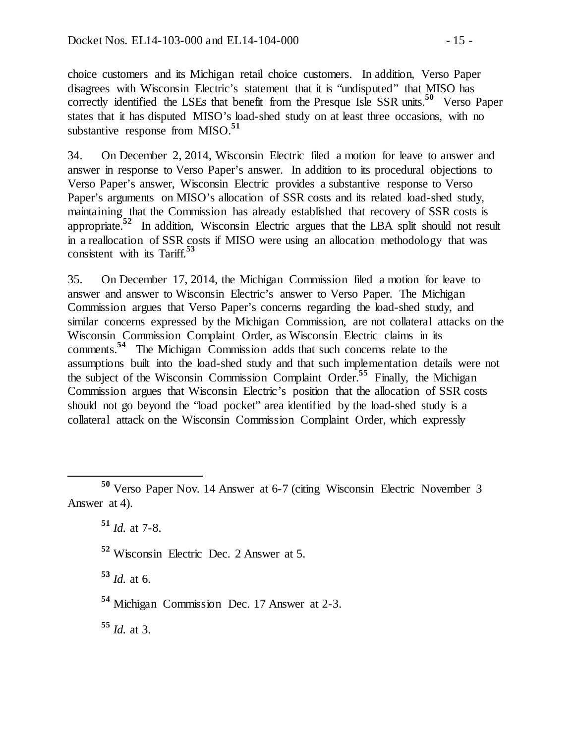choice customers and its Michigan retail choice customers. In addition, Verso Paper disagrees with Wisconsin Electric's statement that it is "undisputed" that MISO has correctly identified the LSEs that benefit from the Presque Isle SSR units.[50] Verso Paper states that it has disputed MISO's load-shed study on at least three occasions, with no substantive response from MISO.[51]

34. On December 2, 2014, Wisconsin Electric filed a motion for leave to answer and answer in response to Verso Paper's answer. In addition to its procedural objections to Verso Paper's answer, Wisconsin Electric provides a substantive response to Verso Paper's arguments on MISO's allocation of SSR costs and its related load-shed study, maintaining that the Commission has already established that recovery of SSR costs is appropriate.[52] In addition, Wisconsin Electric argues that the LBA split should not result in a reallocation of SSR costs if MISO were using an allocation methodology that was consistent with its Tariff.[53]

35. On December 17, 2014, the Michigan Commission filed a motion for leave to answer and answer to Wisconsin Electric's answer to Verso Paper. The Michigan Commission argues that Verso Paper's concerns regarding the load-shed study, and similar concerns expressed by the Michigan Commission, are not collateral attacks on the Wisconsin Commission Complaint Order, as Wisconsin Electric claims in its comments.[54] The Michigan Commission adds that such concerns relate to the assumptions built into the load-shed study and that such implementation details were not the subject of the Wisconsin Commission Complaint Order.[55] Finally, the Michigan Commission argues that Wisconsin Electric's position that the allocation of SSR costs should not go beyond the "load pocket" area identified by the load-shed study is a collateral attack on the Wisconsin Commission Complaint Order, which expressly

---

[50] Verso Paper Nov. 14 Answer at 6-7 (citing Wisconsin Electric November 3 Answer at 4).

[51] *Id.* at 7-8.

[52] Wisconsin Electric Dec. 2 Answer at 5.

[53] *Id.* at 6.

[54] Michigan Commission Dec. 17 Answer at 2-3.

[55] *Id.* at 3.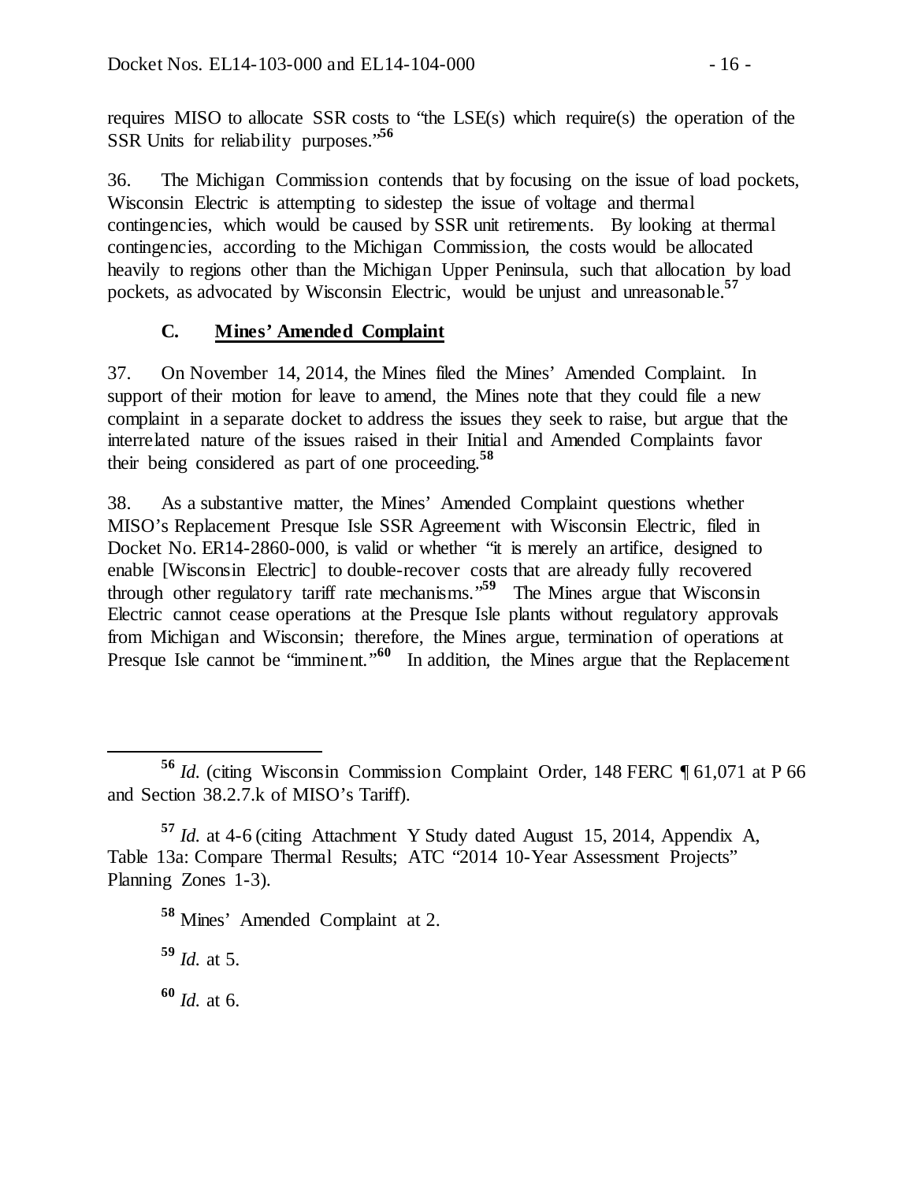requires MISO to allocate SSR costs to "the LSE(s) which require(s) the operation of the SSR Units for reliability purposes."[56]

36. The Michigan Commission contends that by focusing on the issue of load pockets, Wisconsin Electric is attempting to sidestep the issue of voltage and thermal contingencies, which would be caused by SSR unit retirements. By looking at thermal contingencies, according to the Michigan Commission, the costs would be allocated heavily to regions other than the Michigan Upper Peninsula, such that allocation by load pockets, as advocated by Wisconsin Electric, would be unjust and unreasonable.[57]

### C. Mines' Amended Complaint

37. On November 14, 2014, the Mines filed the Mines' Amended Complaint. In support of their motion for leave to amend, the Mines note that they could file a new complaint in a separate docket to address the issues they seek to raise, but argue that the interrelated nature of the issues raised in their Initial and Amended Complaints favor their being considered as part of one proceeding.[58]

38. As a substantive matter, the Mines' Amended Complaint questions whether MISO's Replacement Presque Isle SSR Agreement with Wisconsin Electric, filed in Docket No. ER14-2860-000, is valid or whether "it is merely an artifice, designed to enable [Wisconsin Electric] to double-recover costs that are already fully recovered through other regulatory tariff rate mechanisms."[59] The Mines argue that Wisconsin Electric cannot cease operations at the Presque Isle plants without regulatory approvals from Michigan and Wisconsin; therefore, the Mines argue, termination of operations at Presque Isle cannot be "imminent."[60] In addition, the Mines argue that the Replacement

---

[56] *Id.* (citing Wisconsin Commission Complaint Order, 148 FERC ¶ 61,071 at P 66 and Section 38.2.7.k of MISO's Tariff).

[57] *Id.* at 4-6 (citing Attachment Y Study dated August 15, 2014, Appendix A, Table 13a: Compare Thermal Results; ATC "2014 10-Year Assessment Projects" Planning Zones 1-3).

[58] Mines' Amended Complaint at 2.

[59] *Id.* at 5.

[60] *Id.* at 6.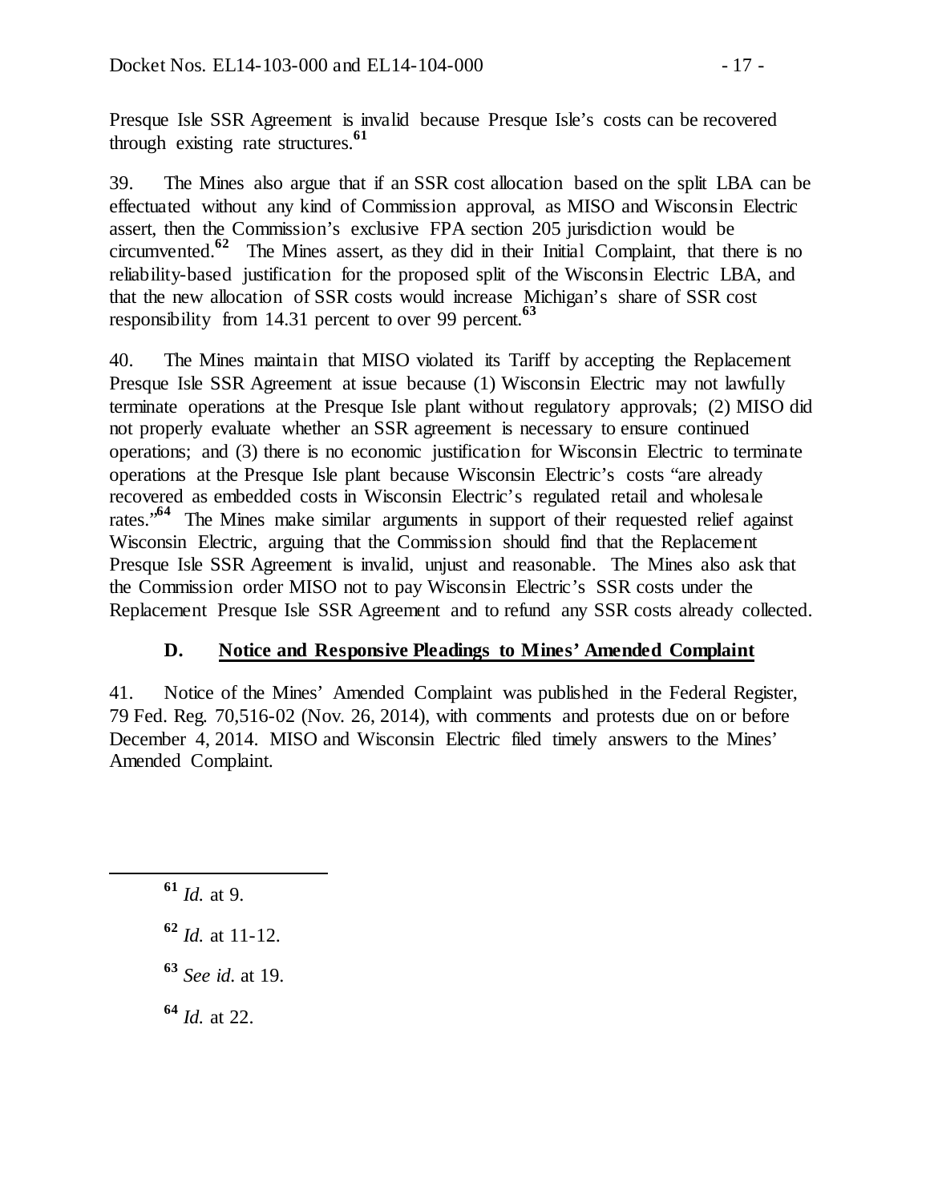Presque Isle SSR Agreement is invalid because Presque Isle's costs can be recovered through existing rate structures.[61]

39. The Mines also argue that if an SSR cost allocation based on the split LBA can be effectuated without any kind of Commission approval, as MISO and Wisconsin Electric assert, then the Commission's exclusive FPA section 205 jurisdiction would be circumvented.[62] The Mines assert, as they did in their Initial Complaint, that there is no reliability-based justification for the proposed split of the Wisconsin Electric LBA, and that the new allocation of SSR costs would increase Michigan's share of SSR cost responsibility from 14.31 percent to over 99 percent.[63]

40. The Mines maintain that MISO violated its Tariff by accepting the Replacement Presque Isle SSR Agreement at issue because (1) Wisconsin Electric may not lawfully terminate operations at the Presque Isle plant without regulatory approvals; (2) MISO did not properly evaluate whether an SSR agreement is necessary to ensure continued operations; and (3) there is no economic justification for Wisconsin Electric to terminate operations at the Presque Isle plant because Wisconsin Electric's costs "are already recovered as embedded costs in Wisconsin Electric's regulated retail and wholesale rates."[64] The Mines make similar arguments in support of their requested relief against Wisconsin Electric, arguing that the Commission should find that the Replacement Presque Isle SSR Agreement is invalid, unjust and reasonable. The Mines also ask that the Commission order MISO not to pay Wisconsin Electric's SSR costs under the Replacement Presque Isle SSR Agreement and to refund any SSR costs already collected.

### D. Notice and Responsive Pleadings to Mines' Amended Complaint

41. Notice of the Mines' Amended Complaint was published in the Federal Register, 79 Fed. Reg. 70,516-02 (Nov. 26, 2014), with comments and protests due on or before December 4, 2014. MISO and Wisconsin Electric filed timely answers to the Mines' Amended Complaint.

---

[61] *Id.* at 9.

[62] *Id.* at 11-12.

[63] *See id.* at 19.

[64] *Id.* at 22.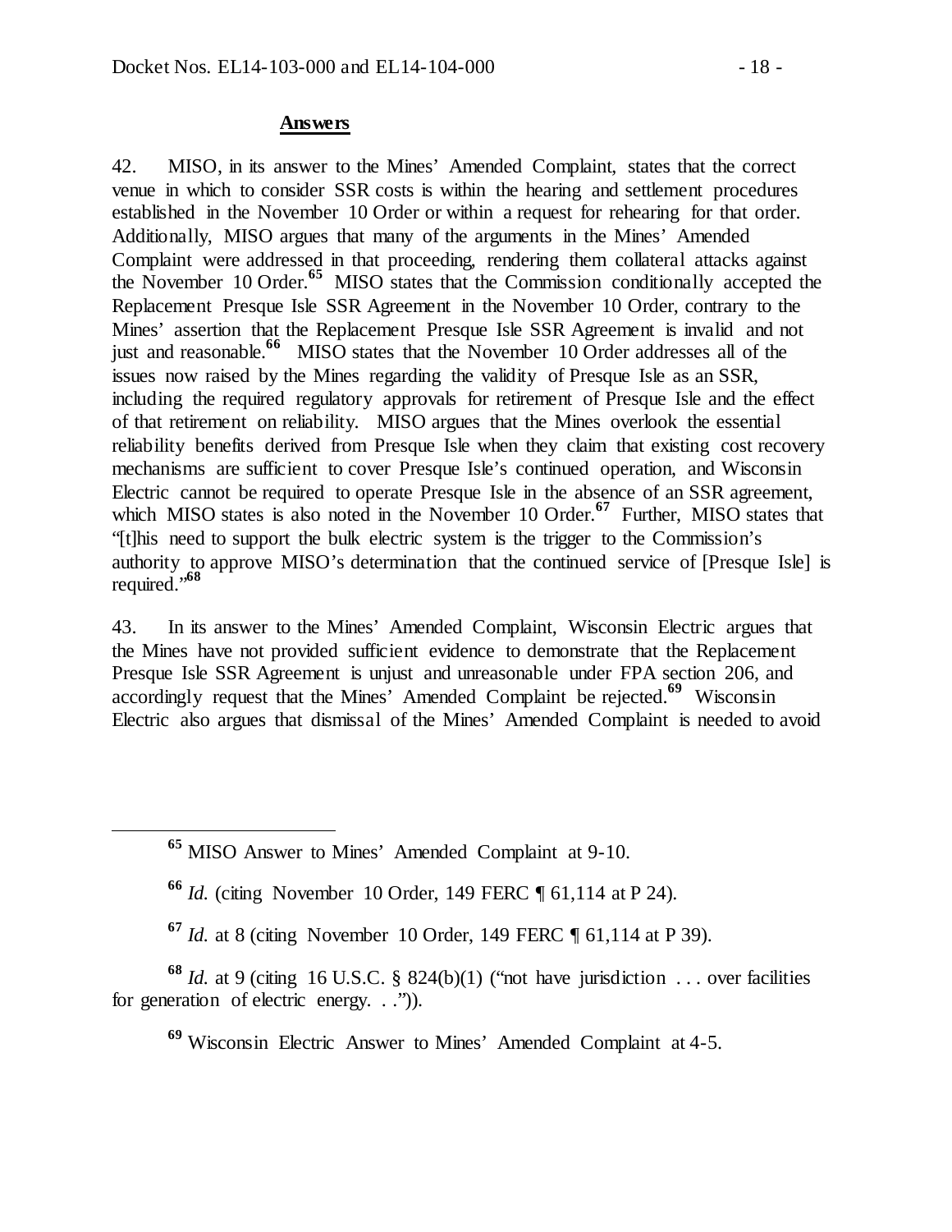**Answers**

42. MISO, in its answer to the Mines' Amended Complaint, states that the correct venue in which to consider SSR costs is within the hearing and settlement procedures established in the November 10 Order or within a request for rehearing for that order. Additionally, MISO argues that many of the arguments in the Mines' Amended Complaint were addressed in that proceeding, rendering them collateral attacks against the November 10 Order.[65] MISO states that the Commission conditionally accepted the Replacement Presque Isle SSR Agreement in the November 10 Order, contrary to the Mines' assertion that the Replacement Presque Isle SSR Agreement is invalid and not just and reasonable.[66] MISO states that the November 10 Order addresses all of the issues now raised by the Mines regarding the validity of Presque Isle as an SSR, including the required regulatory approvals for retirement of Presque Isle and the effect of that retirement on reliability. MISO argues that the Mines overlook the essential reliability benefits derived from Presque Isle when they claim that existing cost recovery mechanisms are sufficient to cover Presque Isle's continued operation, and Wisconsin Electric cannot be required to operate Presque Isle in the absence of an SSR agreement, which MISO states is also noted in the November 10 Order.[67] Further, MISO states that "[t]his need to support the bulk electric system is the trigger to the Commission's authority to approve MISO's determination that the continued service of [Presque Isle] is required."[68]

43. In its answer to the Mines' Amended Complaint, Wisconsin Electric argues that the Mines have not provided sufficient evidence to demonstrate that the Replacement Presque Isle SSR Agreement is unjust and unreasonable under FPA section 206, and accordingly request that the Mines' Amended Complaint be rejected.[69] Wisconsin Electric also argues that dismissal of the Mines' Amended Complaint is needed to avoid

---

[65] MISO Answer to Mines' Amended Complaint at 9-10.

[66] *Id.* (citing November 10 Order, 149 FERC ¶ 61,114 at P 24).

[67] *Id.* at 8 (citing November 10 Order, 149 FERC ¶ 61,114 at P 39).

[68] *Id.* at 9 (citing 16 U.S.C. § 824(b)(1) ("not have jurisdiction . . . over facilities for generation of electric energy. . .")).

[69] Wisconsin Electric Answer to Mines' Amended Complaint at 4-5.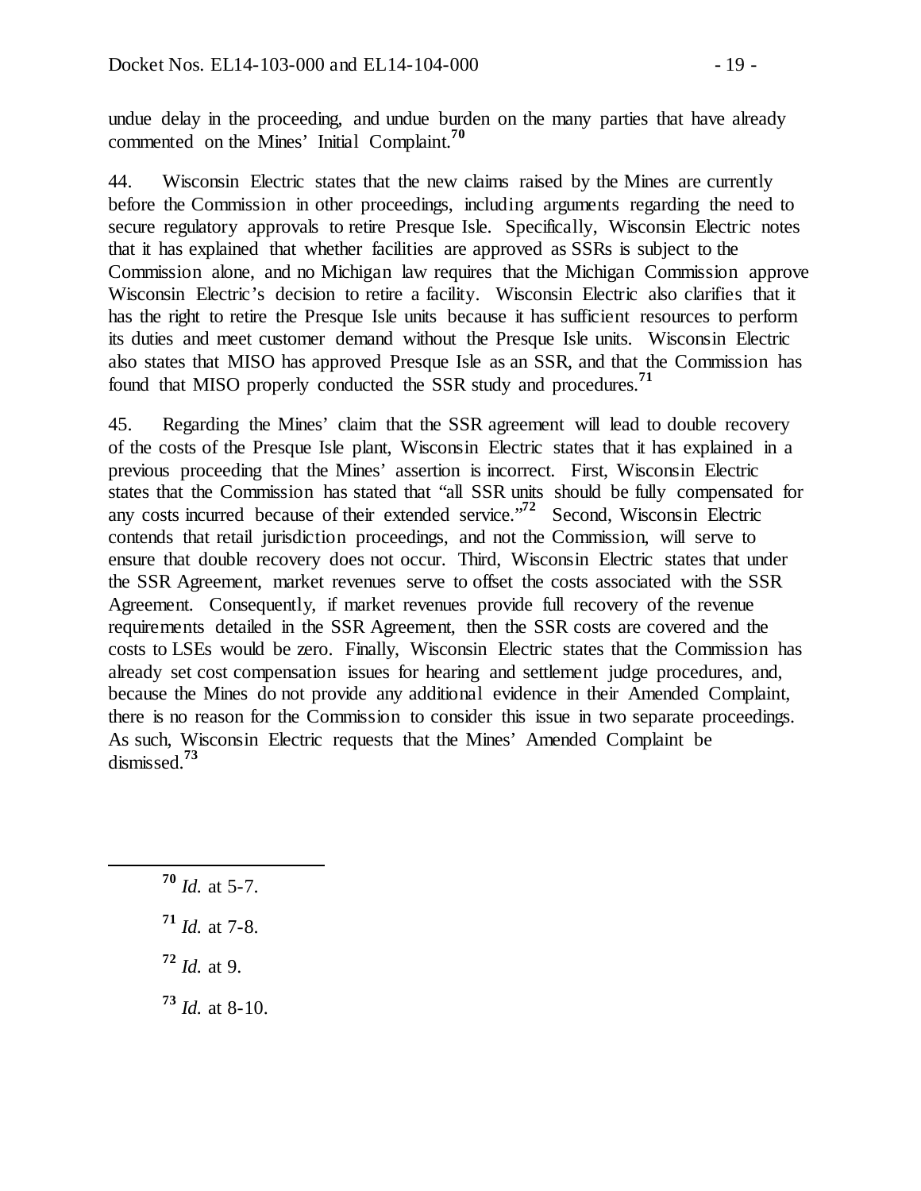undue delay in the proceeding, and undue burden on the many parties that have already commented on the Mines' Initial Complaint.[70]

44. Wisconsin Electric states that the new claims raised by the Mines are currently before the Commission in other proceedings, including arguments regarding the need to secure regulatory approvals to retire Presque Isle. Specifically, Wisconsin Electric notes that it has explained that whether facilities are approved as SSRs is subject to the Commission alone, and no Michigan law requires that the Michigan Commission approve Wisconsin Electric's decision to retire a facility. Wisconsin Electric also clarifies that it has the right to retire the Presque Isle units because it has sufficient resources to perform its duties and meet customer demand without the Presque Isle units. Wisconsin Electric also states that MISO has approved Presque Isle as an SSR, and that the Commission has found that MISO properly conducted the SSR study and procedures.[71]

45. Regarding the Mines' claim that the SSR agreement will lead to double recovery of the costs of the Presque Isle plant, Wisconsin Electric states that it has explained in a previous proceeding that the Mines' assertion is incorrect. First, Wisconsin Electric states that the Commission has stated that "all SSR units should be fully compensated for any costs incurred because of their extended service."[72] Second, Wisconsin Electric contends that retail jurisdiction proceedings, and not the Commission, will serve to ensure that double recovery does not occur. Third, Wisconsin Electric states that under the SSR Agreement, market revenues serve to offset the costs associated with the SSR Agreement. Consequently, if market revenues provide full recovery of the revenue requirements detailed in the SSR Agreement, then the SSR costs are covered and the costs to LSEs would be zero. Finally, Wisconsin Electric states that the Commission has already set cost compensation issues for hearing and settlement judge procedures, and, because the Mines do not provide any additional evidence in their Amended Complaint, there is no reason for the Commission to consider this issue in two separate proceedings. As such, Wisconsin Electric requests that the Mines' Amended Complaint be dismissed.[73]

---

[70] *Id.* at 5-7.

[71] *Id.* at 7-8.

[72] *Id.* at 9.

[73] *Id.* at 8-10.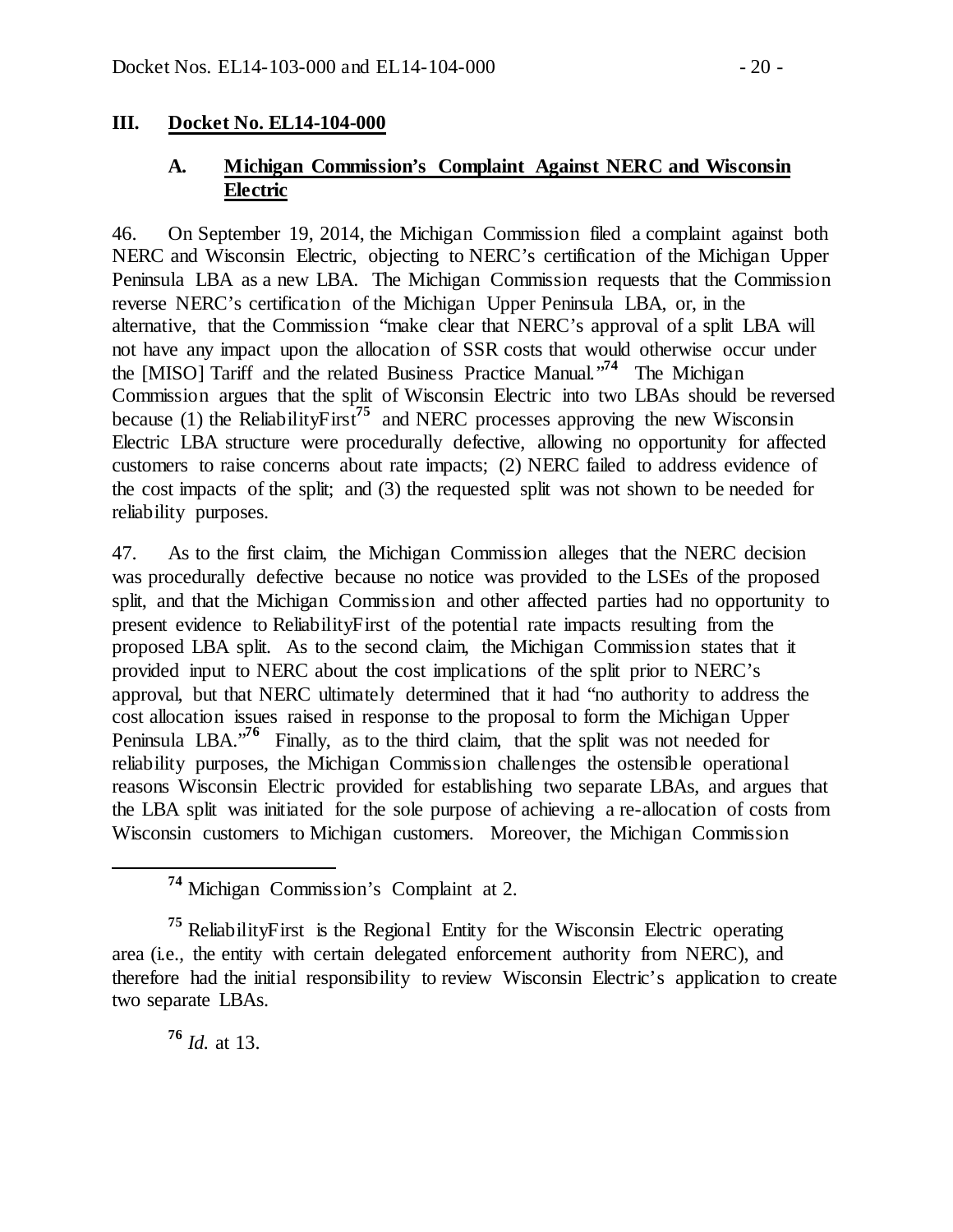## III. Docket No. EL14-104-000

### A. Michigan Commission's Complaint Against NERC and Wisconsin Electric

46. On September 19, 2014, the Michigan Commission filed a complaint against both NERC and Wisconsin Electric, objecting to NERC's certification of the Michigan Upper Peninsula LBA as a new LBA. The Michigan Commission requests that the Commission reverse NERC's certification of the Michigan Upper Peninsula LBA, or, in the alternative, that the Commission "make clear that NERC's approval of a split LBA will not have any impact upon the allocation of SSR costs that would otherwise occur under the [MISO] Tariff and the related Business Practice Manual."[74] The Michigan Commission argues that the split of Wisconsin Electric into two LBAs should be reversed because (1) the ReliabilityFirst[75] and NERC processes approving the new Wisconsin Electric LBA structure were procedurally defective, allowing no opportunity for affected customers to raise concerns about rate impacts; (2) NERC failed to address evidence of the cost impacts of the split; and (3) the requested split was not shown to be needed for reliability purposes.

47. As to the first claim, the Michigan Commission alleges that the NERC decision was procedurally defective because no notice was provided to the LSEs of the proposed split, and that the Michigan Commission and other affected parties had no opportunity to present evidence to ReliabilityFirst of the potential rate impacts resulting from the proposed LBA split. As to the second claim, the Michigan Commission states that it provided input to NERC about the cost implications of the split prior to NERC's approval, but that NERC ultimately determined that it had "no authority to address the cost allocation issues raised in response to the proposal to form the Michigan Upper Peninsula LBA."[76] Finally, as to the third claim, that the split was not needed for reliability purposes, the Michigan Commission challenges the ostensible operational reasons Wisconsin Electric provided for establishing two separate LBAs, and argues that the LBA split was initiated for the sole purpose of achieving a re-allocation of costs from Wisconsin customers to Michigan customers. Moreover, the Michigan Commission

---

[74] Michigan Commission's Complaint at 2.

[75] ReliabilityFirst is the Regional Entity for the Wisconsin Electric operating area (i.e., the entity with certain delegated enforcement authority from NERC), and therefore had the initial responsibility to review Wisconsin Electric's application to create two separate LBAs.

[76] *Id.* at 13.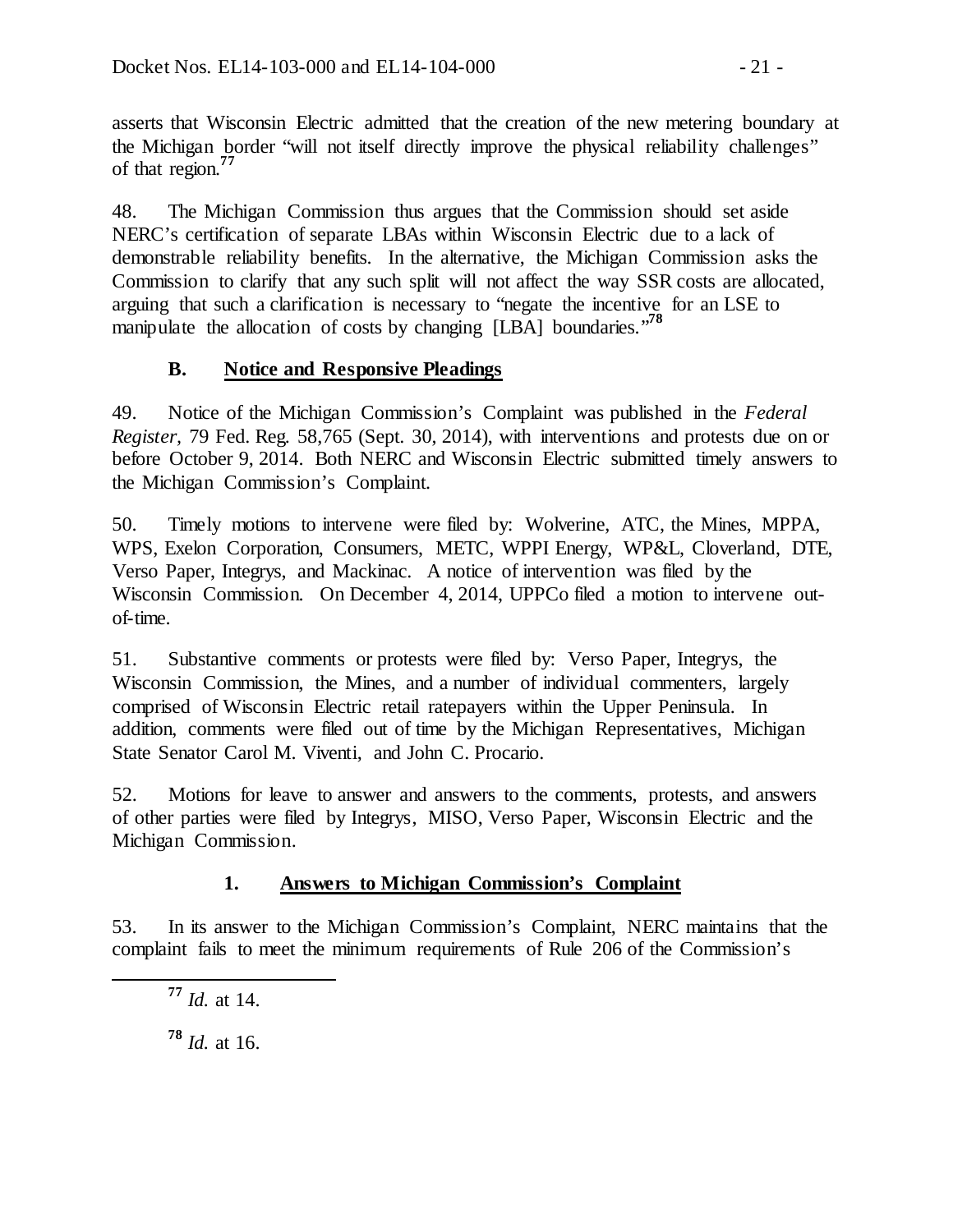asserts that Wisconsin Electric admitted that the creation of the new metering boundary at the Michigan border "will not itself directly improve the physical reliability challenges" of that region.[77]

48. The Michigan Commission thus argues that the Commission should set aside NERC's certification of separate LBAs within Wisconsin Electric due to a lack of demonstrable reliability benefits. In the alternative, the Michigan Commission asks the Commission to clarify that any such split will not affect the way SSR costs are allocated, arguing that such a clarification is necessary to "negate the incentive for an LSE to manipulate the allocation of costs by changing [LBA] boundaries."[78]

### B. Notice and Responsive Pleadings

49. Notice of the Michigan Commission's Complaint was published in the *Federal Register*, 79 Fed. Reg. 58,765 (Sept. 30, 2014), with interventions and protests due on or before October 9, 2014. Both NERC and Wisconsin Electric submitted timely answers to the Michigan Commission's Complaint.

50. Timely motions to intervene were filed by: Wolverine, ATC, the Mines, MPPA, WPS, Exelon Corporation, Consumers, METC, WPPI Energy, WP&L, Cloverland, DTE, Verso Paper, Integrys, and Mackinac. A notice of intervention was filed by the Wisconsin Commission. On December 4, 2014, UPPCo filed a motion to intervene out-of-time.

51. Substantive comments or protests were filed by: Verso Paper, Integrys, the Wisconsin Commission, the Mines, and a number of individual commenters, largely comprised of Wisconsin Electric retail ratepayers within the Upper Peninsula. In addition, comments were filed out of time by the Michigan Representatives, Michigan State Senator Carol M. Viventi, and John C. Procario.

52. Motions for leave to answer and answers to the comments, protests, and answers of other parties were filed by Integrys, MISO, Verso Paper, Wisconsin Electric and the Michigan Commission.

#### 1. Answers to Michigan Commission's Complaint

53. In its answer to the Michigan Commission's Complaint, NERC maintains that the complaint fails to meet the minimum requirements of Rule 206 of the Commission's

[77] *Id.* at 14.

[78] *Id.* at 16.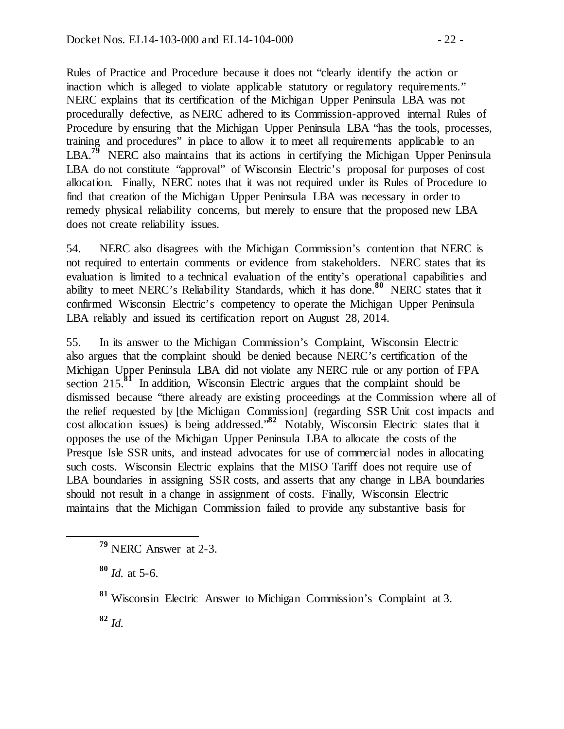Rules of Practice and Procedure because it does not "clearly identify the action or inaction which is alleged to violate applicable statutory or regulatory requirements." NERC explains that its certification of the Michigan Upper Peninsula LBA was not procedurally defective, as NERC adhered to its Commission-approved internal Rules of Procedure by ensuring that the Michigan Upper Peninsula LBA "has the tools, processes, training and procedures" in place to allow it to meet all requirements applicable to an LBA.[79] NERC also maintains that its actions in certifying the Michigan Upper Peninsula LBA do not constitute "approval" of Wisconsin Electric's proposal for purposes of cost allocation. Finally, NERC notes that it was not required under its Rules of Procedure to find that creation of the Michigan Upper Peninsula LBA was necessary in order to remedy physical reliability concerns, but merely to ensure that the proposed new LBA does not create reliability issues.

54. NERC also disagrees with the Michigan Commission's contention that NERC is not required to entertain comments or evidence from stakeholders. NERC states that its evaluation is limited to a technical evaluation of the entity's operational capabilities and ability to meet NERC's Reliability Standards, which it has done.[80] NERC states that it confirmed Wisconsin Electric's competency to operate the Michigan Upper Peninsula LBA reliably and issued its certification report on August 28, 2014.

55. In its answer to the Michigan Commission's Complaint, Wisconsin Electric also argues that the complaint should be denied because NERC's certification of the Michigan Upper Peninsula LBA did not violate any NERC rule or any portion of FPA section 215.[81] In addition, Wisconsin Electric argues that the complaint should be dismissed because "there already are existing proceedings at the Commission where all of the relief requested by [the Michigan Commission] (regarding SSR Unit cost impacts and cost allocation issues) is being addressed."[82] Notably, Wisconsin Electric states that it opposes the use of the Michigan Upper Peninsula LBA to allocate the costs of the Presque Isle SSR units, and instead advocates for use of commercial nodes in allocating such costs. Wisconsin Electric explains that the MISO Tariff does not require use of LBA boundaries in assigning SSR costs, and asserts that any change in LBA boundaries should not result in a change in assignment of costs. Finally, Wisconsin Electric maintains that the Michigan Commission failed to provide any substantive basis for

---

[79] NERC Answer at 2-3.

[80] *Id.* at 5-6.

[81] Wisconsin Electric Answer to Michigan Commission's Complaint at 3.

[82] *Id.*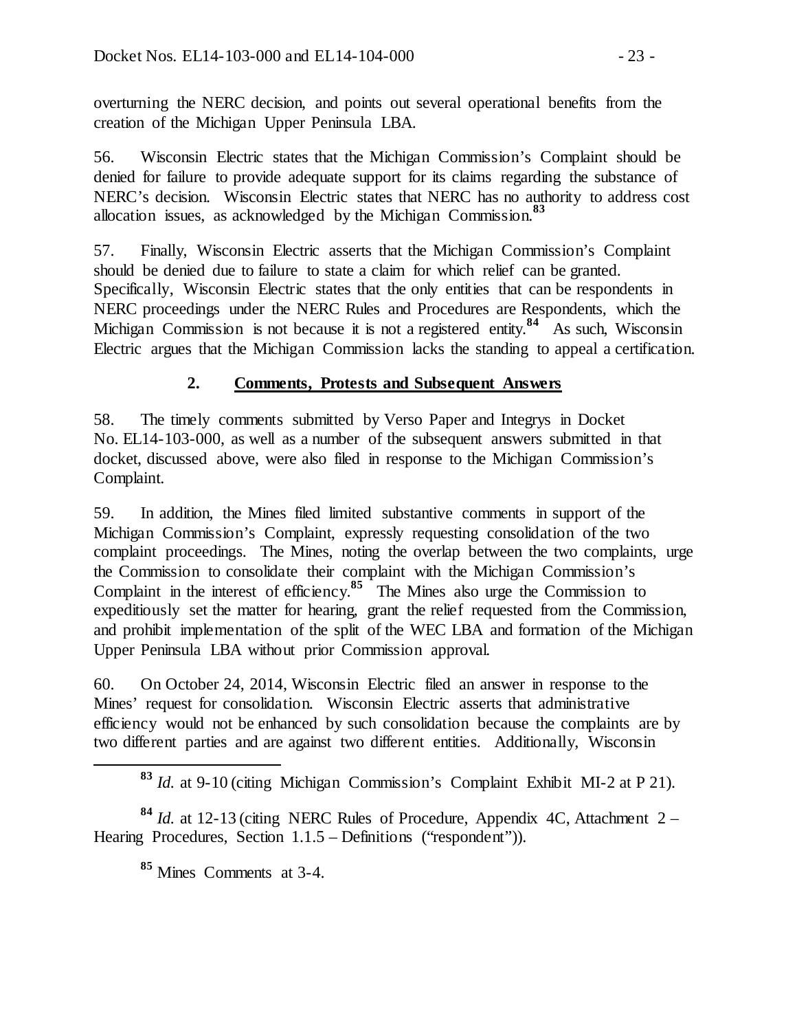overturning the NERC decision, and points out several operational benefits from the creation of the Michigan Upper Peninsula LBA.

56. Wisconsin Electric states that the Michigan Commission's Complaint should be denied for failure to provide adequate support for its claims regarding the substance of NERC's decision. Wisconsin Electric states that NERC has no authority to address cost allocation issues, as acknowledged by the Michigan Commission.[83]

57. Finally, Wisconsin Electric asserts that the Michigan Commission's Complaint should be denied due to failure to state a claim for which relief can be granted. Specifically, Wisconsin Electric states that the only entities that can be respondents in NERC proceedings under the NERC Rules and Procedures are Respondents, which the Michigan Commission is not because it is not a registered entity.[84] As such, Wisconsin Electric argues that the Michigan Commission lacks the standing to appeal a certification.

### 2. Comments, Protests and Subsequent Answers

58. The timely comments submitted by Verso Paper and Integrys in Docket No. EL14-103-000, as well as a number of the subsequent answers submitted in that docket, discussed above, were also filed in response to the Michigan Commission's Complaint.

59. In addition, the Mines filed limited substantive comments in support of the Michigan Commission's Complaint, expressly requesting consolidation of the two complaint proceedings. The Mines, noting the overlap between the two complaints, urge the Commission to consolidate their complaint with the Michigan Commission's Complaint in the interest of efficiency.[85] The Mines also urge the Commission to expeditiously set the matter for hearing, grant the relief requested from the Commission, and prohibit implementation of the split of the WEC LBA and formation of the Michigan Upper Peninsula LBA without prior Commission approval.

60. On October 24, 2014, Wisconsin Electric filed an answer in response to the Mines' request for consolidation. Wisconsin Electric asserts that administrative efficiency would not be enhanced by such consolidation because the complaints are by two different parties and are against two different entities. Additionally, Wisconsin

---

[83] *Id.* at 9-10 (citing Michigan Commission's Complaint Exhibit MI-2 at P 21).

[84] *Id.* at 12-13 (citing NERC Rules of Procedure, Appendix 4C, Attachment 2 – Hearing Procedures, Section 1.1.5 – Definitions ("respondent")).

[85] Mines Comments at 3-4.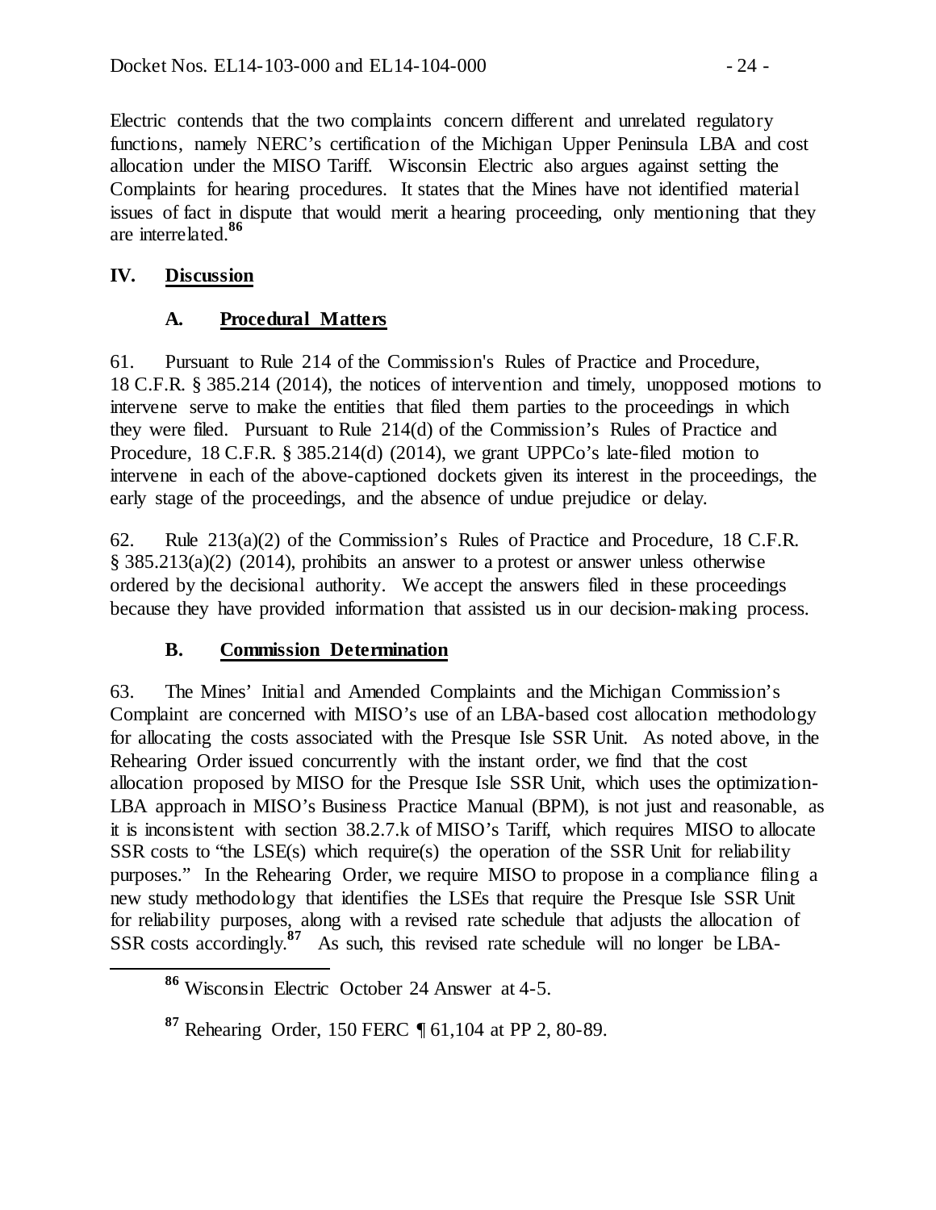Electric contends that the two complaints concern different and unrelated regulatory functions, namely NERC's certification of the Michigan Upper Peninsula LBA and cost allocation under the MISO Tariff. Wisconsin Electric also argues against setting the Complaints for hearing procedures. It states that the Mines have not identified material issues of fact in dispute that would merit a hearing proceeding, only mentioning that they are interrelated.[86]

## IV. Discussion

### A. Procedural Matters

61. Pursuant to Rule 214 of the Commission's Rules of Practice and Procedure, 18 C.F.R. § 385.214 (2014), the notices of intervention and timely, unopposed motions to intervene serve to make the entities that filed them parties to the proceedings in which they were filed. Pursuant to Rule 214(d) of the Commission's Rules of Practice and Procedure, 18 C.F.R. § 385.214(d) (2014), we grant UPPCo's late-filed motion to intervene in each of the above-captioned dockets given its interest in the proceedings, the early stage of the proceedings, and the absence of undue prejudice or delay.

62. Rule 213(a)(2) of the Commission's Rules of Practice and Procedure, 18 C.F.R. § 385.213(a)(2) (2014), prohibits an answer to a protest or answer unless otherwise ordered by the decisional authority. We accept the answers filed in these proceedings because they have provided information that assisted us in our decision-making process.

### B. Commission Determination

63. The Mines' Initial and Amended Complaints and the Michigan Commission's Complaint are concerned with MISO's use of an LBA-based cost allocation methodology for allocating the costs associated with the Presque Isle SSR Unit. As noted above, in the Rehearing Order issued concurrently with the instant order, we find that the cost allocation proposed by MISO for the Presque Isle SSR Unit, which uses the optimization-LBA approach in MISO's Business Practice Manual (BPM), is not just and reasonable, as it is inconsistent with section 38.2.7.k of MISO's Tariff, which requires MISO to allocate SSR costs to "the LSE(s) which require(s) the operation of the SSR Unit for reliability purposes." In the Rehearing Order, we require MISO to propose in a compliance filing a new study methodology that identifies the LSEs that require the Presque Isle SSR Unit for reliability purposes, along with a revised rate schedule that adjusts the allocation of SSR costs accordingly.[87] As such, this revised rate schedule will no longer be LBA-

---

[86] Wisconsin Electric October 24 Answer at 4-5.

[87] Rehearing Order, 150 FERC ¶ 61,104 at PP 2, 80-89.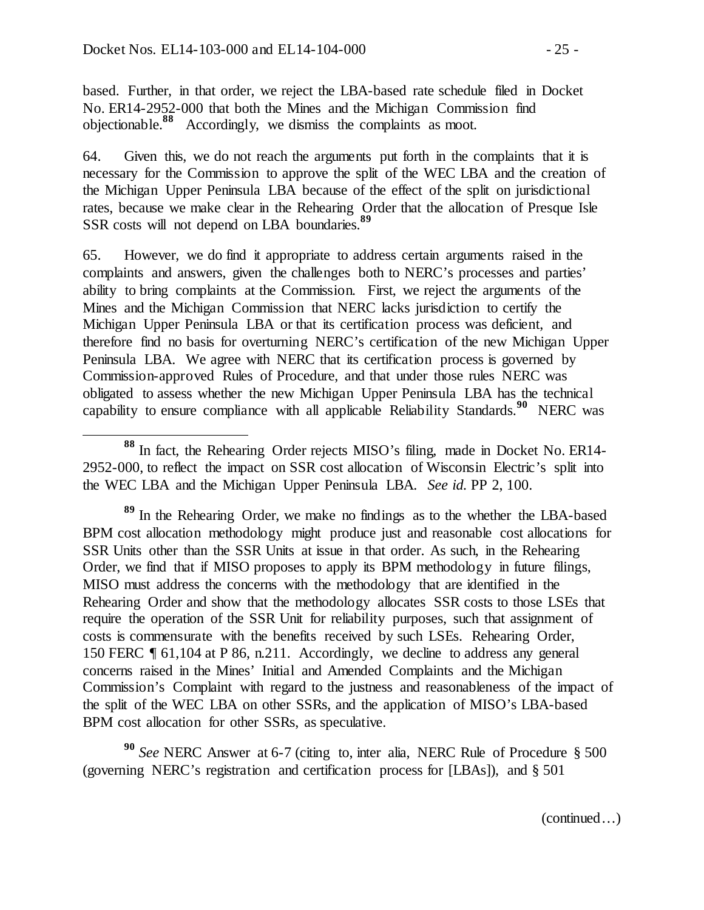based. Further, in that order, we reject the LBA-based rate schedule filed in Docket No. ER14-2952-000 that both the Mines and the Michigan Commission find objectionable.[88] Accordingly, we dismiss the complaints as moot.

64. Given this, we do not reach the arguments put forth in the complaints that it is necessary for the Commission to approve the split of the WEC LBA and the creation of the Michigan Upper Peninsula LBA because of the effect of the split on jurisdictional rates, because we make clear in the Rehearing Order that the allocation of Presque Isle SSR costs will not depend on LBA boundaries.[89]

65. However, we do find it appropriate to address certain arguments raised in the complaints and answers, given the challenges both to NERC's processes and parties' ability to bring complaints at the Commission. First, we reject the arguments of the Mines and the Michigan Commission that NERC lacks jurisdiction to certify the Michigan Upper Peninsula LBA or that its certification process was deficient, and therefore find no basis for overturning NERC's certification of the new Michigan Upper Peninsula LBA. We agree with NERC that its certification process is governed by Commission-approved Rules of Procedure, and that under those rules NERC was obligated to assess whether the new Michigan Upper Peninsula LBA has the technical capability to ensure compliance with all applicable Reliability Standards.[90] NERC was

---

[88] In fact, the Rehearing Order rejects MISO's filing, made in Docket No. ER14-2952-000, to reflect the impact on SSR cost allocation of Wisconsin Electric's split into the WEC LBA and the Michigan Upper Peninsula LBA. *See id.* PP 2, 100.

[89] In the Rehearing Order, we make no findings as to the whether the LBA-based BPM cost allocation methodology might produce just and reasonable cost allocations for SSR Units other than the SSR Units at issue in that order. As such, in the Rehearing Order, we find that if MISO proposes to apply its BPM methodology in future filings, MISO must address the concerns with the methodology that are identified in the Rehearing Order and show that the methodology allocates SSR costs to those LSEs that require the operation of the SSR Unit for reliability purposes, such that assignment of costs is commensurate with the benefits received by such LSEs. Rehearing Order, 150 FERC ¶ 61,104 at P 86, n.211. Accordingly, we decline to address any general concerns raised in the Mines' Initial and Amended Complaints and the Michigan Commission's Complaint with regard to the justness and reasonableness of the impact of the split of the WEC LBA on other SSRs, and the application of MISO's LBA-based BPM cost allocation for other SSRs, as speculative.

[90] *See* NERC Answer at 6-7 (citing to, inter alia, NERC Rule of Procedure § 500 (governing NERC's registration and certification process for [LBAs]), and § 501

(continued…)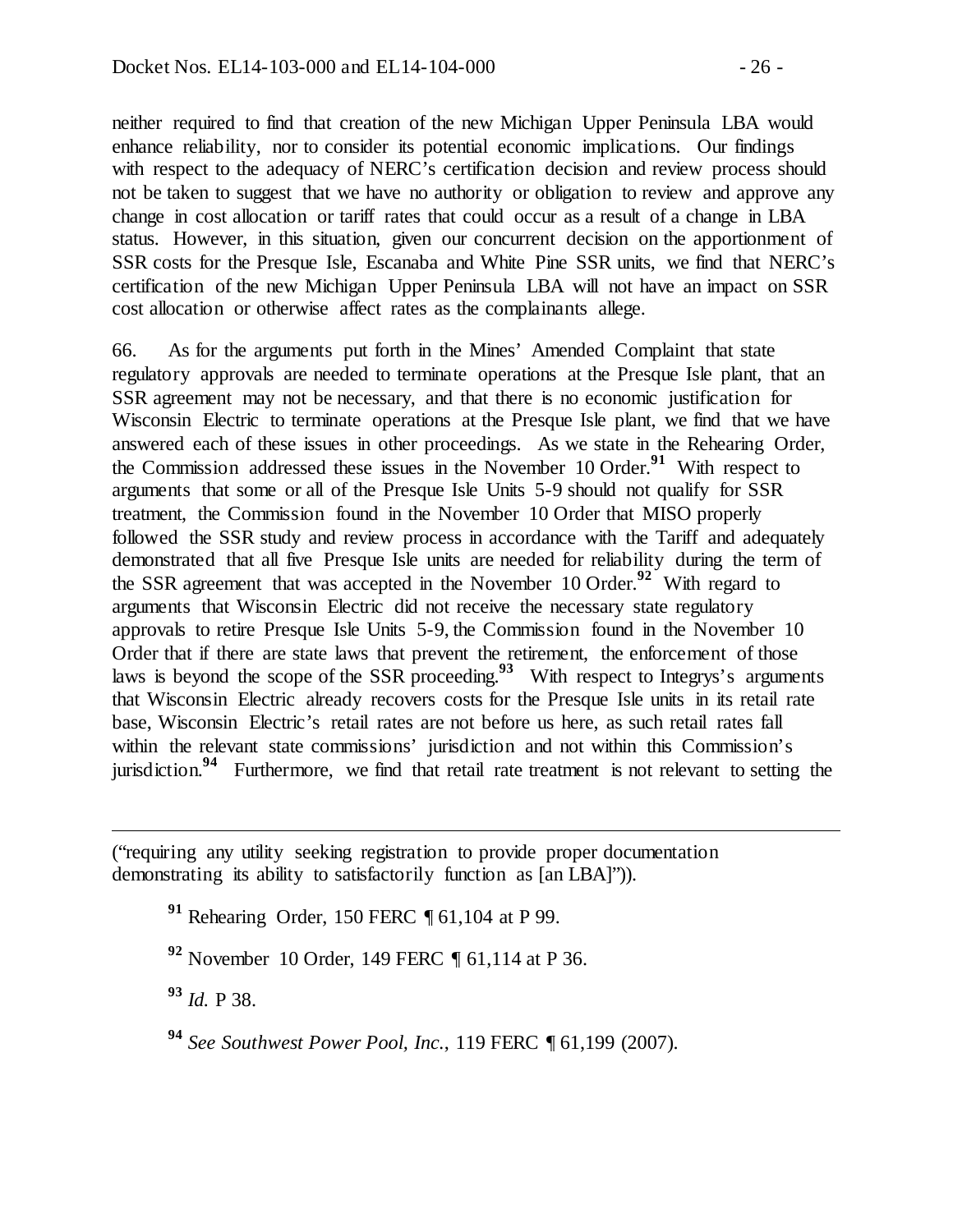neither required to find that creation of the new Michigan Upper Peninsula LBA would enhance reliability, nor to consider its potential economic implications. Our findings with respect to the adequacy of NERC's certification decision and review process should not be taken to suggest that we have no authority or obligation to review and approve any change in cost allocation or tariff rates that could occur as a result of a change in LBA status. However, in this situation, given our concurrent decision on the apportionment of SSR costs for the Presque Isle, Escanaba and White Pine SSR units, we find that NERC's certification of the new Michigan Upper Peninsula LBA will not have an impact on SSR cost allocation or otherwise affect rates as the complainants allege.

66. As for the arguments put forth in the Mines' Amended Complaint that state regulatory approvals are needed to terminate operations at the Presque Isle plant, that an SSR agreement may not be necessary, and that there is no economic justification for Wisconsin Electric to terminate operations at the Presque Isle plant, we find that we have answered each of these issues in other proceedings. As we state in the Rehearing Order, the Commission addressed these issues in the November 10 Order.[91] With respect to arguments that some or all of the Presque Isle Units 5-9 should not qualify for SSR treatment, the Commission found in the November 10 Order that MISO properly followed the SSR study and review process in accordance with the Tariff and adequately demonstrated that all five Presque Isle units are needed for reliability during the term of the SSR agreement that was accepted in the November 10 Order.[92] With regard to arguments that Wisconsin Electric did not receive the necessary state regulatory approvals to retire Presque Isle Units 5-9, the Commission found in the November 10 Order that if there are state laws that prevent the retirement, the enforcement of those laws is beyond the scope of the SSR proceeding.[93] With respect to Integrys's arguments that Wisconsin Electric already recovers costs for the Presque Isle units in its retail rate base, Wisconsin Electric's retail rates are not before us here, as such retail rates fall within the relevant state commissions' jurisdiction and not within this Commission's jurisdiction.[94] Furthermore, we find that retail rate treatment is not relevant to setting the

---

("requiring any utility seeking registration to provide proper documentation demonstrating its ability to satisfactorily function as [an LBA]")).

[91] Rehearing Order, 150 FERC ¶ 61,104 at P 99.

[92] November 10 Order, 149 FERC ¶ 61,114 at P 36.

[93] *Id.* P 38.

[94] *See Southwest Power Pool, Inc.*, 119 FERC ¶ 61,199 (2007).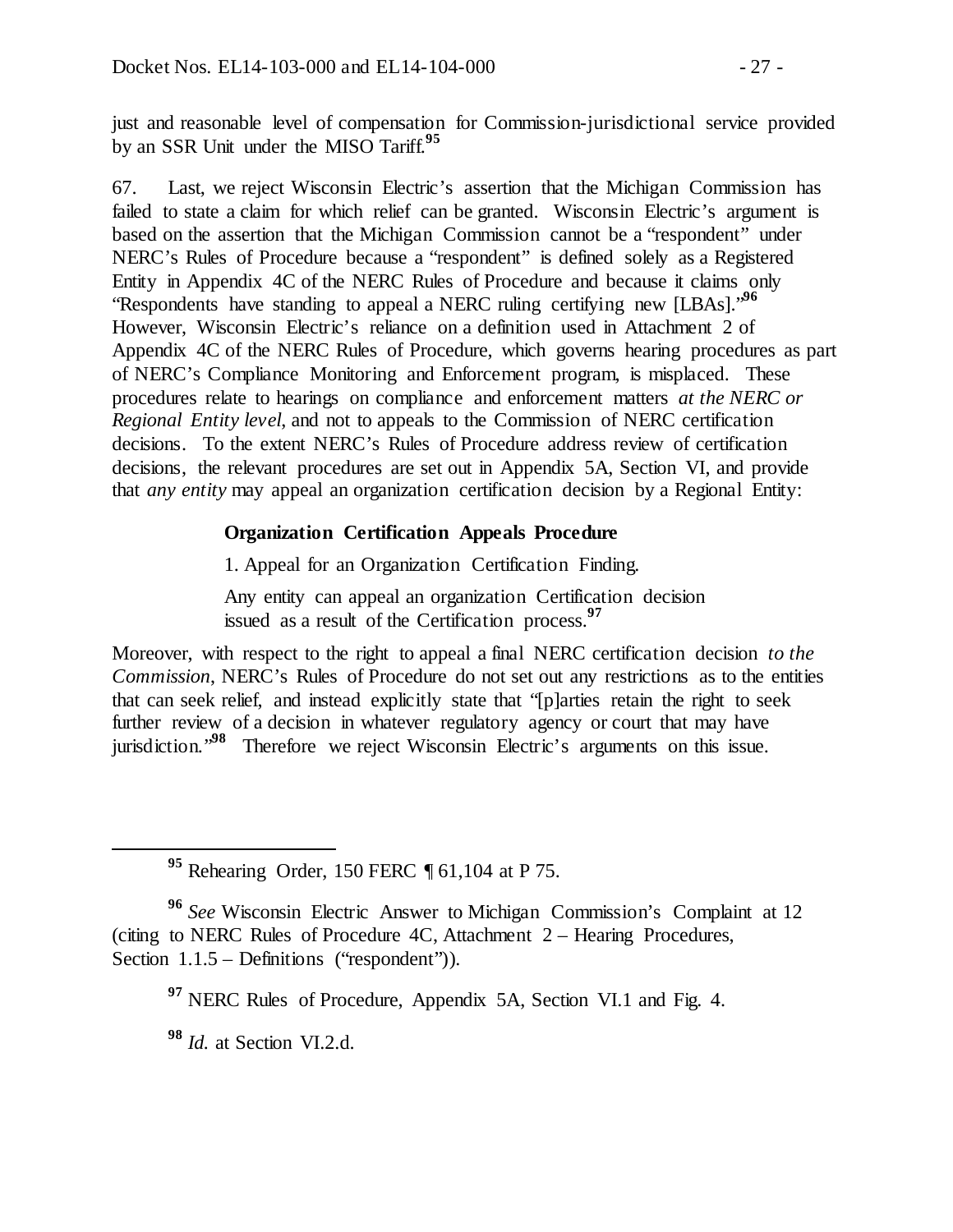just and reasonable level of compensation for Commission-jurisdictional service provided by an SSR Unit under the MISO Tariff.[95]

67. Last, we reject Wisconsin Electric's assertion that the Michigan Commission has failed to state a claim for which relief can be granted. Wisconsin Electric's argument is based on the assertion that the Michigan Commission cannot be a "respondent" under NERC's Rules of Procedure because a "respondent" is defined solely as a Registered Entity in Appendix 4C of the NERC Rules of Procedure and because it claims only "Respondents have standing to appeal a NERC ruling certifying new [LBAs]."[96] However, Wisconsin Electric's reliance on a definition used in Attachment 2 of Appendix 4C of the NERC Rules of Procedure, which governs hearing procedures as part of NERC's Compliance Monitoring and Enforcement program, is misplaced. These procedures relate to hearings on compliance and enforcement matters *at the NERC or Regional Entity level*, and not to appeals to the Commission of NERC certification decisions. To the extent NERC's Rules of Procedure address review of certification decisions, the relevant procedures are set out in Appendix 5A, Section VI, and provide that *any entity* may appeal an organization certification decision by a Regional Entity:

> **Organization Certification Appeals Procedure**
>
> 1. Appeal for an Organization Certification Finding.
>
> Any entity can appeal an organization Certification decision issued as a result of the Certification process.[97]

Moreover, with respect to the right to appeal a final NERC certification decision *to the Commission*, NERC's Rules of Procedure do not set out any restrictions as to the entities that can seek relief, and instead explicitly state that "[p]arties retain the right to seek further review of a decision in whatever regulatory agency or court that may have jurisdiction."[98] Therefore we reject Wisconsin Electric's arguments on this issue.

---

[95] Rehearing Order, 150 FERC ¶ 61,104 at P 75.

[96] *See* Wisconsin Electric Answer to Michigan Commission's Complaint at 12 (citing to NERC Rules of Procedure 4C, Attachment 2 – Hearing Procedures, Section 1.1.5 – Definitions ("respondent")).

[97] NERC Rules of Procedure, Appendix 5A, Section VI.1 and Fig. 4.

[98] *Id.* at Section VI.2.d.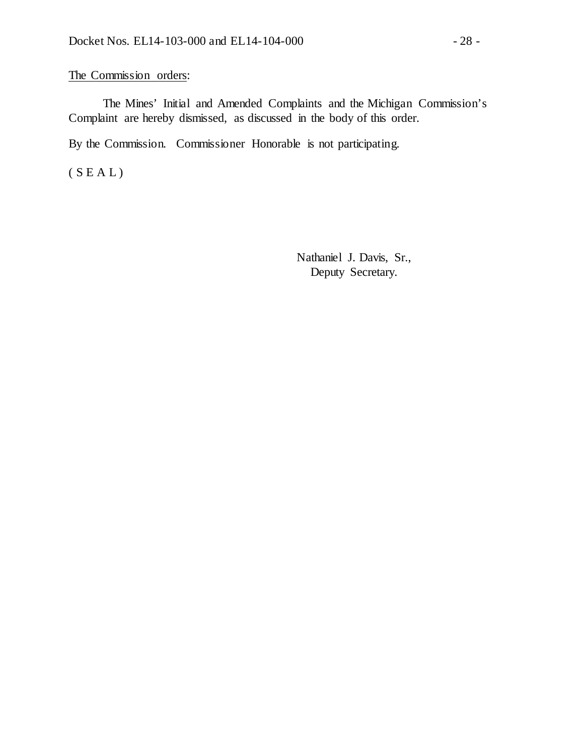<u>The Commission orders</u>:

The Mines' Initial and Amended Complaints and the Michigan Commission's Complaint are hereby dismissed, as discussed in the body of this order.

By the Commission. Commissioner Honorable is not participating.

( S E A L )

Nathaniel J. Davis, Sr.,
Deputy Secretary.